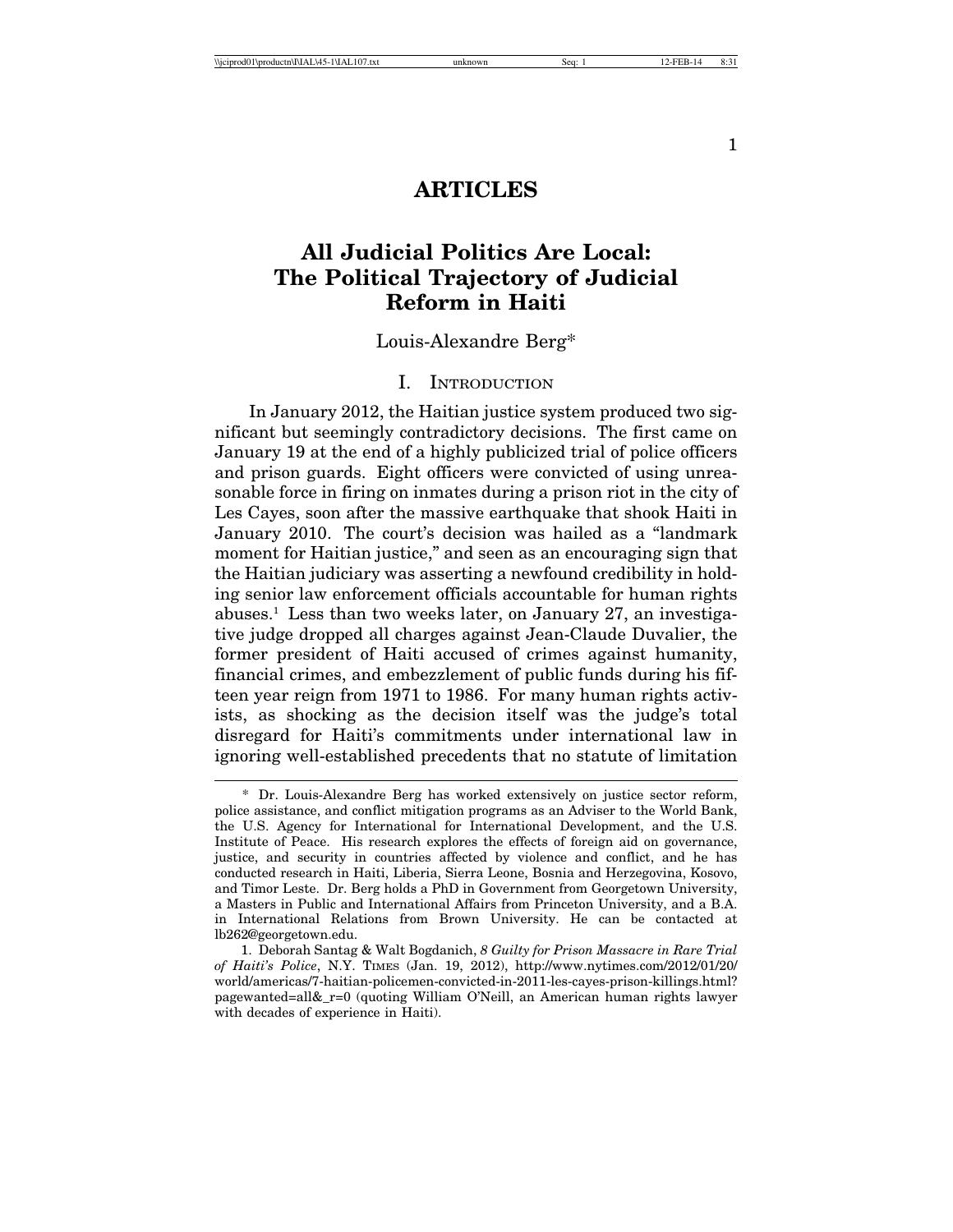# ARTICLES

# All Judicial Politics Are Local: The Political Trajectory of Judicial Reform in Haiti

Louis-Alexandre Berg*

## I. Introduction

In January 2012, the Haitian justice system produced two significant but seemingly contradictory decisions. The first came on January 19 at the end of a highly publicized trial of police officers and prison guards. Eight officers were convicted of using unreasonable force in firing on inmates during a prison riot in the city of Les Cayes, soon after the massive earthquake that shook Haiti in January 2010. The court's decision was hailed as a "landmark moment for Haitian justice," and seen as an encouraging sign that the Haitian judiciary was asserting a newfound credibility in holding senior law enforcement officials accountable for human rights abuses.[1] Less than two weeks later, on January 27, an investigative judge dropped all charges against Jean-Claude Duvalier, the former president of Haiti accused of crimes against humanity, financial crimes, and embezzlement of public funds during his fifteen year reign from 1971 to 1986. For many human rights activists, as shocking as the decision itself was the judge's total disregard for Haiti's commitments under international law in ignoring well-established precedents that no statute of limitation

---

\* Dr. Louis-Alexandre Berg has worked extensively on justice sector reform, police assistance, and conflict mitigation programs as an Adviser to the World Bank, the U.S. Agency for International for International Development, and the U.S. Institute of Peace. His research explores the effects of foreign aid on governance, justice, and security in countries affected by violence and conflict, and he has conducted research in Haiti, Liberia, Sierra Leone, Bosnia and Herzegovina, Kosovo, and Timor Leste. Dr. Berg holds a PhD in Government from Georgetown University, a Masters in Public and International Affairs from Princeton University, and a B.A. in International Relations from Brown University. He can be contacted at lb262@georgetown.edu.

1. Deborah Santag & Walt Bogdanich, *8 Guilty for Prison Massacre in Rare Trial of Haiti's Police*, N.Y. Times (Jan. 19, 2012), http://www.nytimes.com/2012/01/20/world/americas/7-haitian-policemen-convicted-in-2011-les-cayes-prison-killings.html?pagewanted=all&_r=0 (quoting William O'Neill, an American human rights lawyer with decades of experience in Haiti).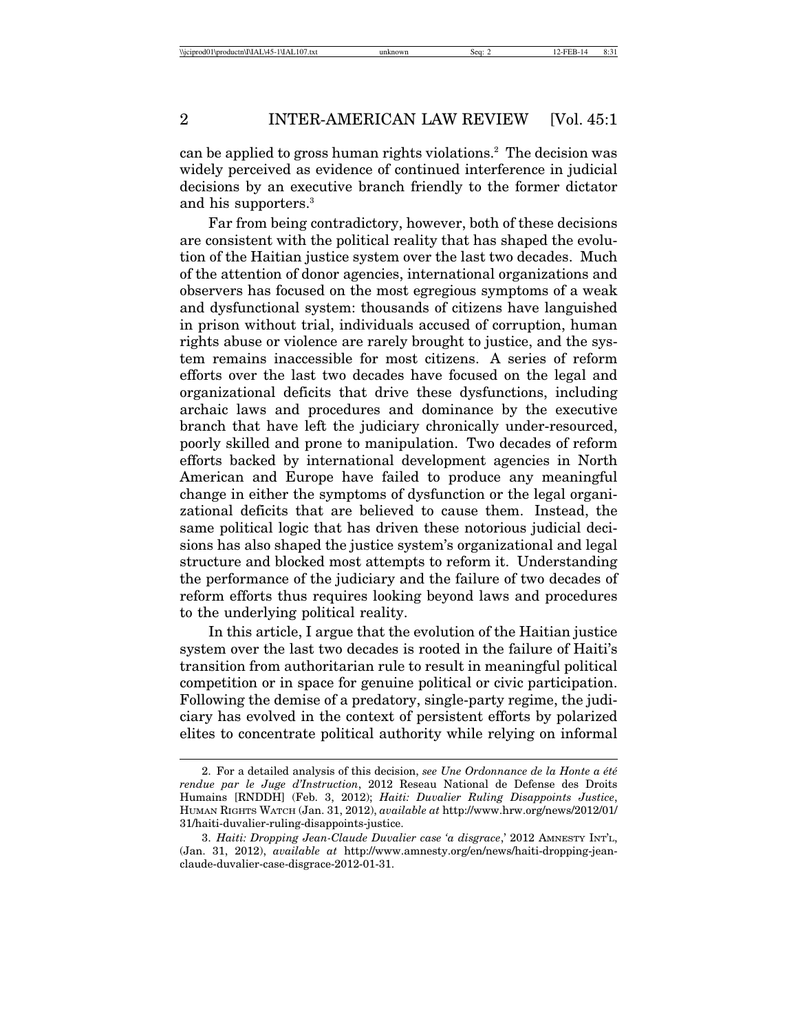can be applied to gross human rights violations.[2] The decision was widely perceived as evidence of continued interference in judicial decisions by an executive branch friendly to the former dictator and his supporters.[3]

Far from being contradictory, however, both of these decisions are consistent with the political reality that has shaped the evolution of the Haitian justice system over the last two decades. Much of the attention of donor agencies, international organizations and observers has focused on the most egregious symptoms of a weak and dysfunctional system: thousands of citizens have languished in prison without trial, individuals accused of corruption, human rights abuse or violence are rarely brought to justice, and the system remains inaccessible for most citizens. A series of reform efforts over the last two decades have focused on the legal and organizational deficits that drive these dysfunctions, including archaic laws and procedures and dominance by the executive branch that have left the judiciary chronically under-resourced, poorly skilled and prone to manipulation. Two decades of reform efforts backed by international development agencies in North American and Europe have failed to produce any meaningful change in either the symptoms of dysfunction or the legal organizational deficits that are believed to cause them. Instead, the same political logic that has driven these notorious judicial decisions has also shaped the justice system's organizational and legal structure and blocked most attempts to reform it. Understanding the performance of the judiciary and the failure of two decades of reform efforts thus requires looking beyond laws and procedures to the underlying political reality.

In this article, I argue that the evolution of the Haitian justice system over the last two decades is rooted in the failure of Haiti's transition from authoritarian rule to result in meaningful political competition or in space for genuine political or civic participation. Following the demise of a predatory, single-party regime, the judiciary has evolved in the context of persistent efforts by polarized elites to concentrate political authority while relying on informal

---

2. For a detailed analysis of this decision, *see Une Ordonnance de la Honte a été rendue par le Juge d'Instruction*, 2012 Reseau National de Defense des Droits Humains [RNDDH] (Feb. 3, 2012); *Haiti: Duvalier Ruling Disappoints Justice*, HUMAN RIGHTS WATCH (Jan. 31, 2012), *available at* http://www.hrw.org/news/2012/01/31/haiti-duvalier-ruling-disappoints-justice.

3. *Haiti: Dropping Jean-Claude Duvalier case 'a disgrace*,' 2012 AMNESTY INT'L, (Jan. 31, 2012), *available at* http://www.amnesty.org/en/news/haiti-dropping-jean-claude-duvalier-case-disgrace-2012-01-31.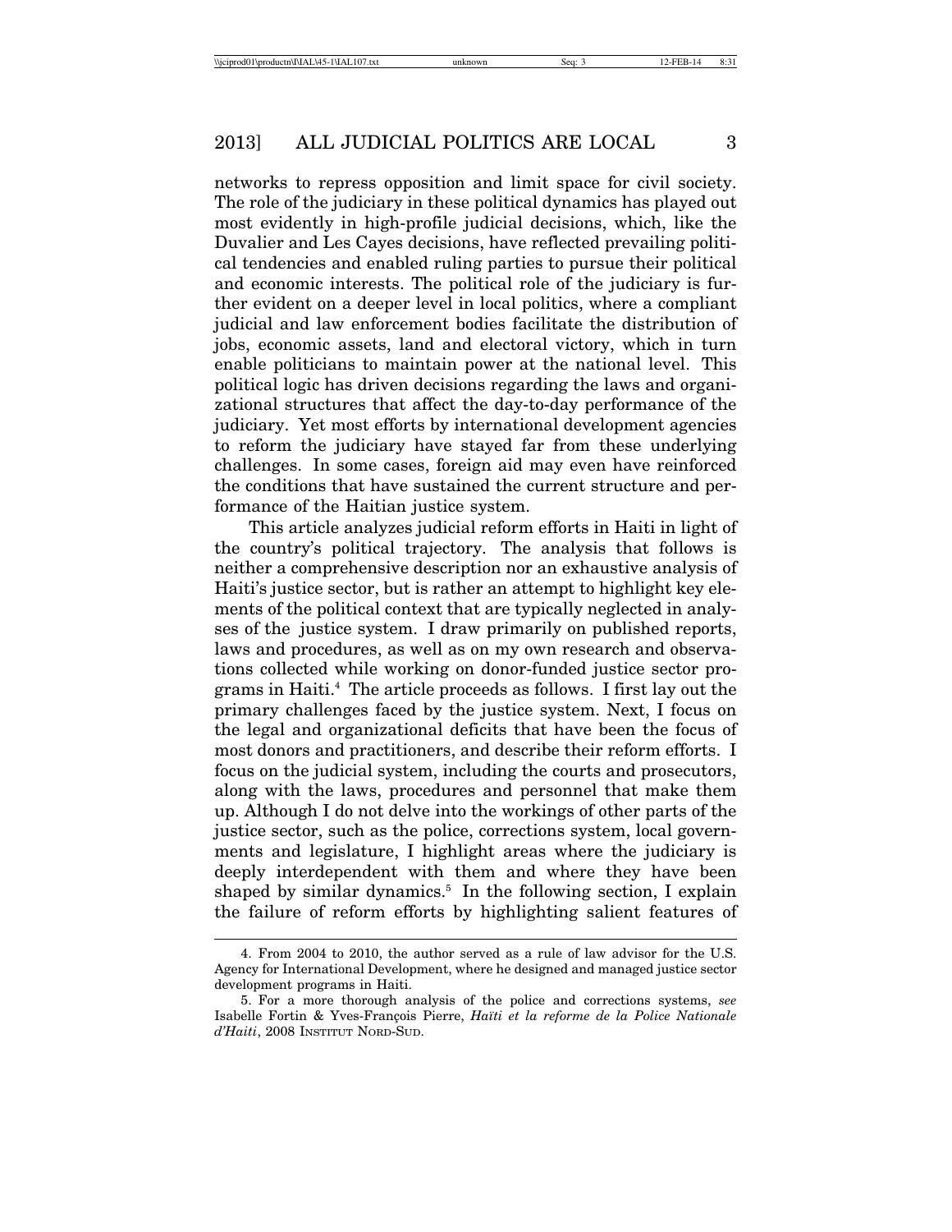networks to repress opposition and limit space for civil society. The role of the judiciary in these political dynamics has played out most evidently in high-profile judicial decisions, which, like the Duvalier and Les Cayes decisions, have reflected prevailing political tendencies and enabled ruling parties to pursue their political and economic interests. The political role of the judiciary is further evident on a deeper level in local politics, where a compliant judicial and law enforcement bodies facilitate the distribution of jobs, economic assets, land and electoral victory, which in turn enable politicians to maintain power at the national level. This political logic has driven decisions regarding the laws and organizational structures that affect the day-to-day performance of the judiciary. Yet most efforts by international development agencies to reform the judiciary have stayed far from these underlying challenges. In some cases, foreign aid may even have reinforced the conditions that have sustained the current structure and performance of the Haitian justice system.

This article analyzes judicial reform efforts in Haiti in light of the country's political trajectory. The analysis that follows is neither a comprehensive description nor an exhaustive analysis of Haiti's justice sector, but is rather an attempt to highlight key elements of the political context that are typically neglected in analyses of the justice system. I draw primarily on published reports, laws and procedures, as well as on my own research and observations collected while working on donor-funded justice sector programs in Haiti.[4] The article proceeds as follows. I first lay out the primary challenges faced by the justice system. Next, I focus on the legal and organizational deficits that have been the focus of most donors and practitioners, and describe their reform efforts. I focus on the judicial system, including the courts and prosecutors, along with the laws, procedures and personnel that make them up. Although I do not delve into the workings of other parts of the justice sector, such as the police, corrections system, local governments and legislature, I highlight areas where the judiciary is deeply interdependent with them and where they have been shaped by similar dynamics.[5] In the following section, I explain the failure of reform efforts by highlighting salient features of

---

4. From 2004 to 2010, the author served as a rule of law advisor for the U.S. Agency for International Development, where he designed and managed justice sector development programs in Haiti.

5. For a more thorough analysis of the police and corrections systems, *see* Isabelle Fortin & Yves-François Pierre, *Haïti et la reforme de la Police Nationale d'Haiti*, 2008 Institut Nord-Sud.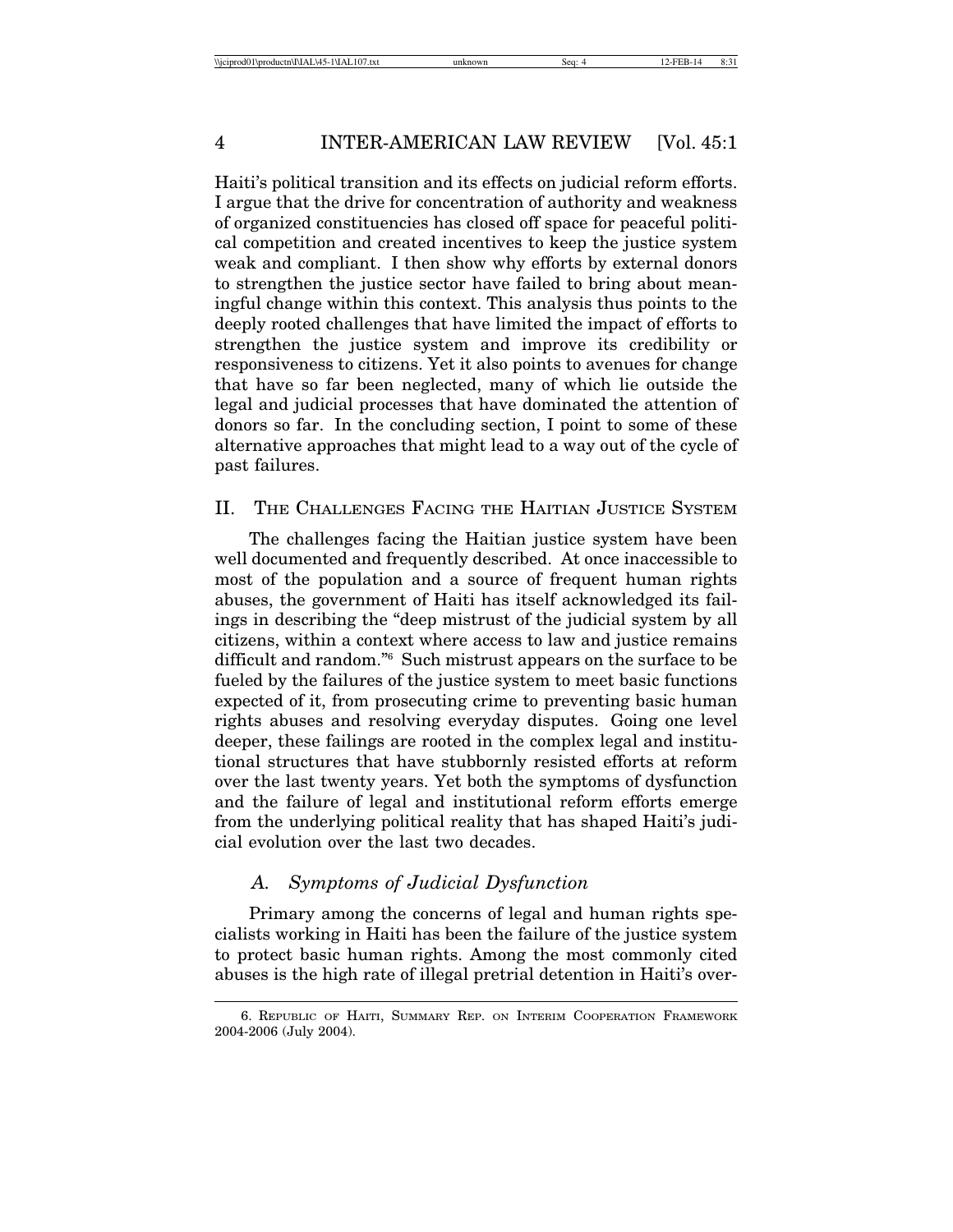Haiti's political transition and its effects on judicial reform efforts. I argue that the drive for concentration of authority and weakness of organized constituencies has closed off space for peaceful political competition and created incentives to keep the justice system weak and compliant. I then show why efforts by external donors to strengthen the justice sector have failed to bring about meaningful change within this context. This analysis thus points to the deeply rooted challenges that have limited the impact of efforts to strengthen the justice system and improve its credibility or responsiveness to citizens. Yet it also points to avenues for change that have so far been neglected, many of which lie outside the legal and judicial processes that have dominated the attention of donors so far. In the concluding section, I point to some of these alternative approaches that might lead to a way out of the cycle of past failures.

## II. The Challenges Facing the Haitian Justice System

The challenges facing the Haitian justice system have been well documented and frequently described. At once inaccessible to most of the population and a source of frequent human rights abuses, the government of Haiti has itself acknowledged its failings in describing the "deep mistrust of the judicial system by all citizens, within a context where access to law and justice remains difficult and random."[6] Such mistrust appears on the surface to be fueled by the failures of the justice system to meet basic functions expected of it, from prosecuting crime to preventing basic human rights abuses and resolving everyday disputes. Going one level deeper, these failings are rooted in the complex legal and institutional structures that have stubbornly resisted efforts at reform over the last twenty years. Yet both the symptoms of dysfunction and the failure of legal and institutional reform efforts emerge from the underlying political reality that has shaped Haiti's judicial evolution over the last two decades.

### A. *Symptoms of Judicial Dysfunction*

Primary among the concerns of legal and human rights specialists working in Haiti has been the failure of the justice system to protect basic human rights. Among the most commonly cited abuses is the high rate of illegal pretrial detention in Haiti's over-

6. Republic of Haiti, Summary Rep. on Interim Cooperation Framework 2004-2006 (July 2004).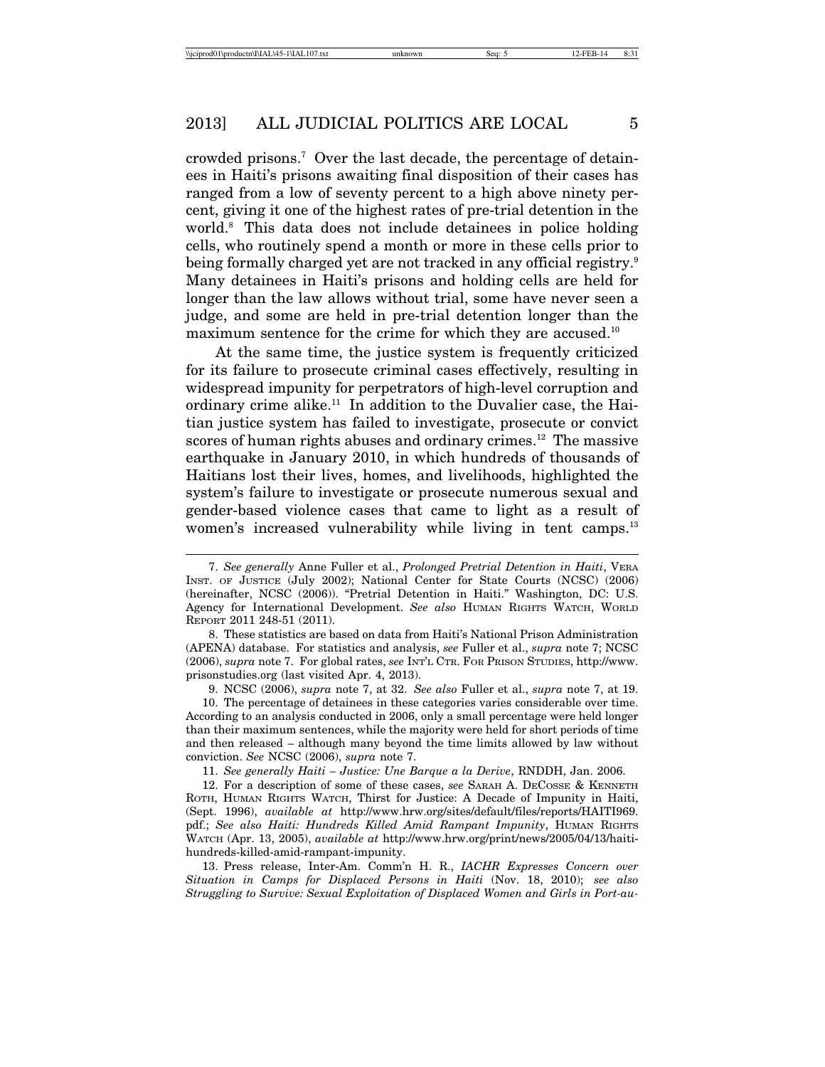crowded prisons.[7] Over the last decade, the percentage of detainees in Haiti's prisons awaiting final disposition of their cases has ranged from a low of seventy percent to a high above ninety percent, giving it one of the highest rates of pre-trial detention in the world.[8] This data does not include detainees in police holding cells, who routinely spend a month or more in these cells prior to being formally charged yet are not tracked in any official registry.[9] Many detainees in Haiti's prisons and holding cells are held for longer than the law allows without trial, some have never seen a judge, and some are held in pre-trial detention longer than the maximum sentence for the crime for which they are accused.[10]

At the same time, the justice system is frequently criticized for its failure to prosecute criminal cases effectively, resulting in widespread impunity for perpetrators of high-level corruption and ordinary crime alike.[11] In addition to the Duvalier case, the Haitian justice system has failed to investigate, prosecute or convict scores of human rights abuses and ordinary crimes.[12] The massive earthquake in January 2010, in which hundreds of thousands of Haitians lost their lives, homes, and livelihoods, highlighted the system's failure to investigate or prosecute numerous sexual and gender-based violence cases that came to light as a result of women's increased vulnerability while living in tent camps.[13]

---

7. *See generally* Anne Fuller et al., *Prolonged Pretrial Detention in Haiti*, VERA INST. OF JUSTICE (July 2002); National Center for State Courts (NCSC) (2006) (hereinafter, NCSC (2006)). "Pretrial Detention in Haiti." Washington, DC: U.S. Agency for International Development. *See also* HUMAN RIGHTS WATCH, WORLD REPORT 2011 248-51 (2011).

8. These statistics are based on data from Haiti's National Prison Administration (APENA) database. For statistics and analysis, *see* Fuller et al., *supra* note 7; NCSC (2006), *supra* note 7. For global rates, *see* INT'L CTR. FOR PRISON STUDIES, http://www.prisonstudies.org (last visited Apr. 4, 2013).

9. NCSC (2006), *supra* note 7, at 32. *See also* Fuller et al., *supra* note 7, at 19.

10. The percentage of detainees in these categories varies considerable over time. According to an analysis conducted in 2006, only a small percentage were held longer than their maximum sentences, while the majority were held for short periods of time and then released – although many beyond the time limits allowed by law without conviction. *See* NCSC (2006), *supra* note 7.

11. *See generally Haiti – Justice: Une Barque a la Derive*, RNDDH, Jan. 2006.

12. For a description of some of these cases, *see* SARAH A. DECOSSE & KENNETH ROTH, HUMAN RIGHTS WATCH, Thirst for Justice: A Decade of Impunity in Haiti, (Sept. 1996), *available at* http://www.hrw.org/sites/default/files/reports/HAITI969.pdf.; *See also Haiti: Hundreds Killed Amid Rampant Impunity*, HUMAN RIGHTS WATCH (Apr. 13, 2005), *available at* http://www.hrw.org/print/news/2005/04/13/haiti-hundreds-killed-amid-rampant-impunity.

13. Press release, Inter-Am. Comm'n H. R., *IACHR Expresses Concern over Situation in Camps for Displaced Persons in Haiti* (Nov. 18, 2010); *see also Struggling to Survive: Sexual Exploitation of Displaced Women and Girls in Port-au-*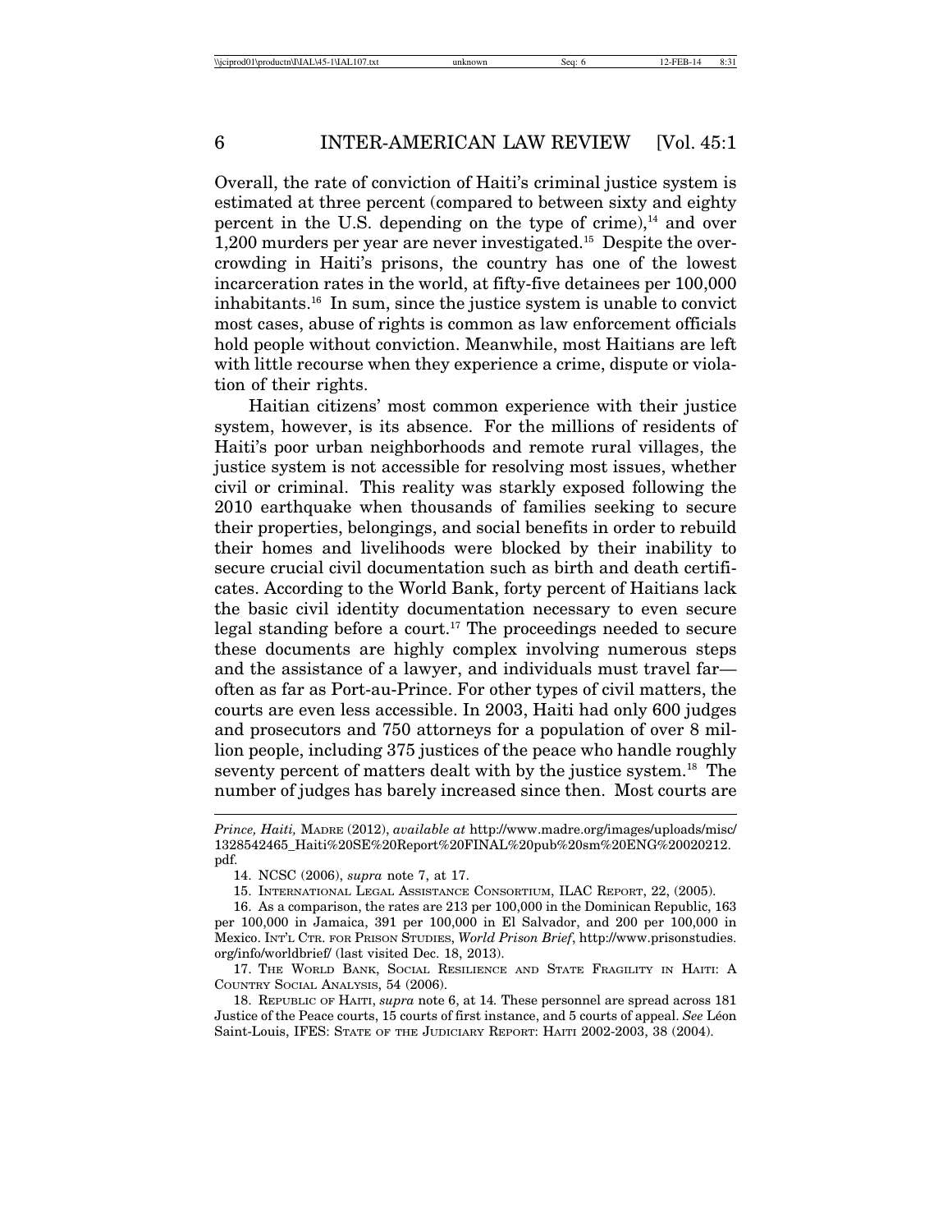Overall, the rate of conviction of Haiti's criminal justice system is estimated at three percent (compared to between sixty and eighty percent in the U.S. depending on the type of crime),[14] and over 1,200 murders per year are never investigated.[15] Despite the overcrowding in Haiti's prisons, the country has one of the lowest incarceration rates in the world, at fifty-five detainees per 100,000 inhabitants.[16] In sum, since the justice system is unable to convict most cases, abuse of rights is common as law enforcement officials hold people without conviction. Meanwhile, most Haitians are left with little recourse when they experience a crime, dispute or violation of their rights.

Haitian citizens' most common experience with their justice system, however, is its absence. For the millions of residents of Haiti's poor urban neighborhoods and remote rural villages, the justice system is not accessible for resolving most issues, whether civil or criminal. This reality was starkly exposed following the 2010 earthquake when thousands of families seeking to secure their properties, belongings, and social benefits in order to rebuild their homes and livelihoods were blocked by their inability to secure crucial civil documentation such as birth and death certificates. According to the World Bank, forty percent of Haitians lack the basic civil identity documentation necessary to even secure legal standing before a court.[17] The proceedings needed to secure these documents are highly complex involving numerous steps and the assistance of a lawyer, and individuals must travel far—often as far as Port-au-Prince. For other types of civil matters, the courts are even less accessible. In 2003, Haiti had only 600 judges and prosecutors and 750 attorneys for a population of over 8 million people, including 375 justices of the peace who handle roughly seventy percent of matters dealt with by the justice system.[18] The number of judges has barely increased since then. Most courts are

---

*Prince, Haiti,* MADRE (2012), *available at* http://www.madre.org/images/uploads/misc/1328542465_Haiti%20SE%20Report%20FINAL%20pub%20sm%20ENG%20020212.pdf.

14. NCSC (2006), *supra* note 7, at 17.

15. INTERNATIONAL LEGAL ASSISTANCE CONSORTIUM, ILAC REPORT, 22, (2005).

16. As a comparison, the rates are 213 per 100,000 in the Dominican Republic, 163 per 100,000 in Jamaica, 391 per 100,000 in El Salvador, and 200 per 100,000 in Mexico. INT'L CTR. FOR PRISON STUDIES, *World Prison Brief*, http://www.prisonstudies.org/info/worldbrief/ (last visited Dec. 18, 2013).

17. THE WORLD BANK, SOCIAL RESILIENCE AND STATE FRAGILITY IN HAITI: A COUNTRY SOCIAL ANALYSIS, 54 (2006).

18. REPUBLIC OF HAITI, *supra* note 6, at 14. These personnel are spread across 181 Justice of the Peace courts, 15 courts of first instance, and 5 courts of appeal. *See* Léon Saint-Louis, IFES: STATE OF THE JUDICIARY REPORT: HAITI 2002-2003, 38 (2004).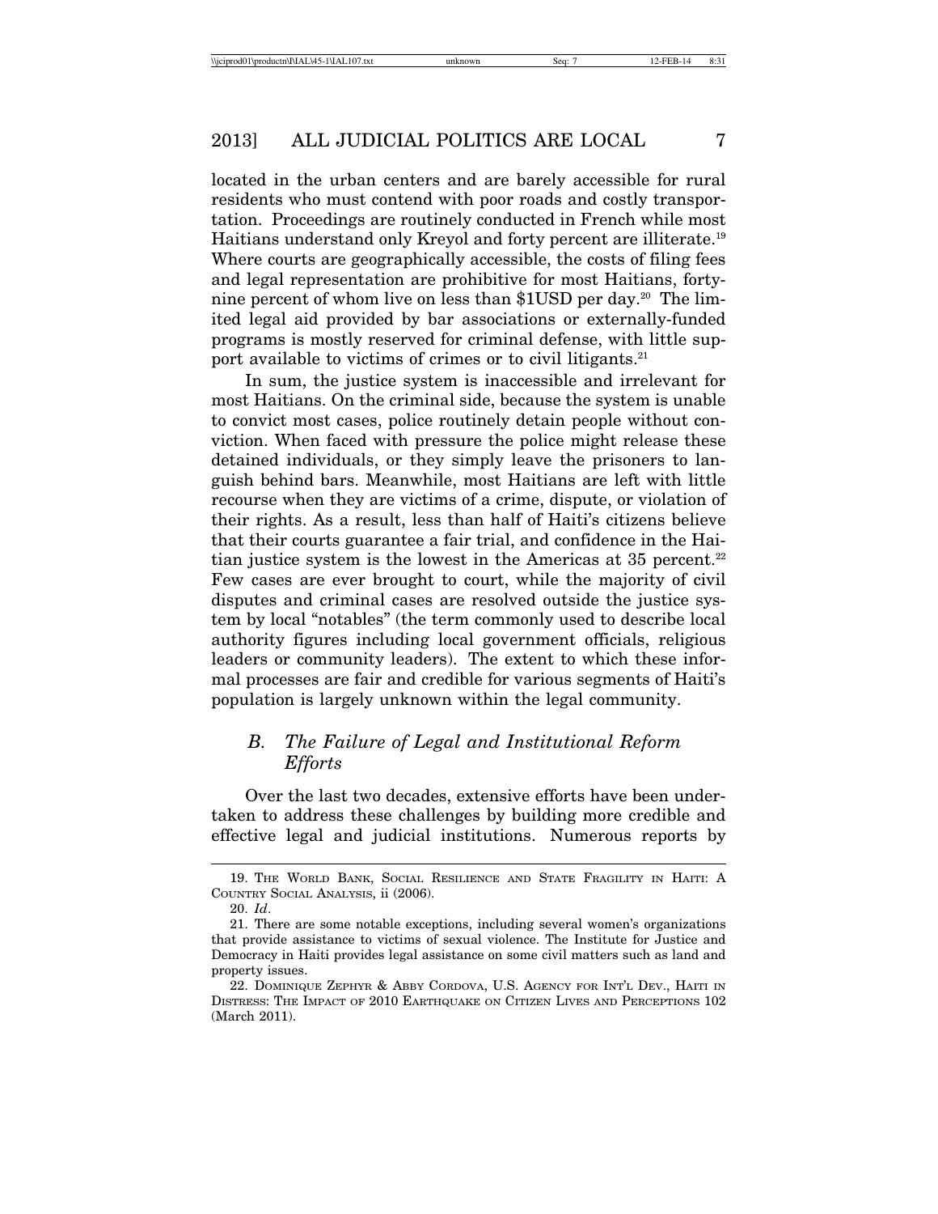located in the urban centers and are barely accessible for rural residents who must contend with poor roads and costly transportation. Proceedings are routinely conducted in French while most Haitians understand only Kreyol and forty percent are illiterate.[19] Where courts are geographically accessible, the costs of filing fees and legal representation are prohibitive for most Haitians, forty-nine percent of whom live on less than $1USD per day.[20] The limited legal aid provided by bar associations or externally-funded programs is mostly reserved for criminal defense, with little support available to victims of crimes or to civil litigants.[21]

In sum, the justice system is inaccessible and irrelevant for most Haitians. On the criminal side, because the system is unable to convict most cases, police routinely detain people without conviction. When faced with pressure the police might release these detained individuals, or they simply leave the prisoners to languish behind bars. Meanwhile, most Haitians are left with little recourse when they are victims of a crime, dispute, or violation of their rights. As a result, less than half of Haiti's citizens believe that their courts guarantee a fair trial, and confidence in the Haitian justice system is the lowest in the Americas at 35 percent.[22] Few cases are ever brought to court, while the majority of civil disputes and criminal cases are resolved outside the justice system by local "notables" (the term commonly used to describe local authority figures including local government officials, religious leaders or community leaders). The extent to which these informal processes are fair and credible for various segments of Haiti's population is largely unknown within the legal community.

### *B. The Failure of Legal and Institutional Reform Efforts*

Over the last two decades, extensive efforts have been undertaken to address these challenges by building more credible and effective legal and judicial institutions. Numerous reports by

---

19. The World Bank, Social Resilience and State Fragility in Haiti: A Country Social Analysis, ii (2006).

20. *Id*.

21. There are some notable exceptions, including several women's organizations that provide assistance to victims of sexual violence. The Institute for Justice and Democracy in Haiti provides legal assistance on some civil matters such as land and property issues.

22. Dominique Zephyr & Abby Cordova, U.S. Agency for Int'l Dev., Haiti in Distress: The Impact of 2010 Earthquake on Citizen Lives and Perceptions 102 (March 2011).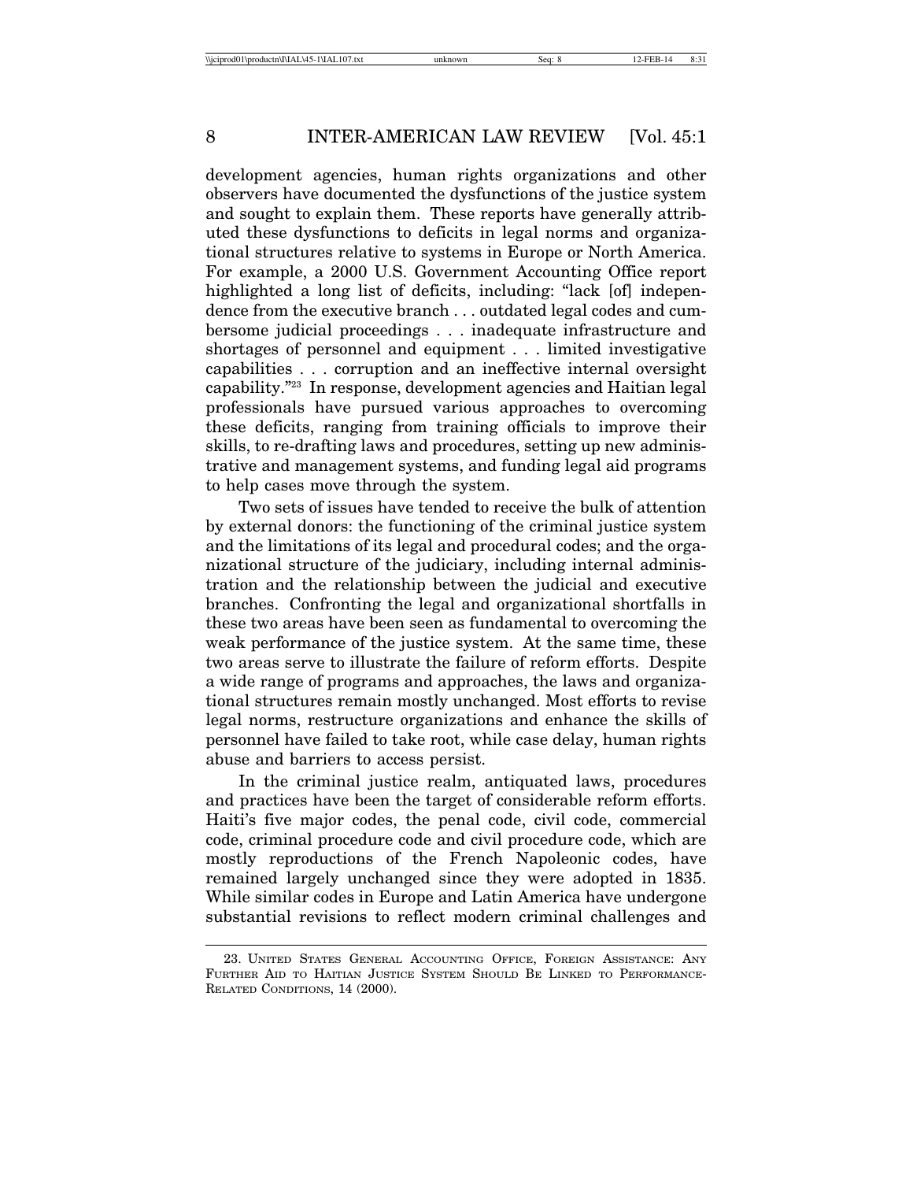development agencies, human rights organizations and other observers have documented the dysfunctions of the justice system and sought to explain them. These reports have generally attributed these dysfunctions to deficits in legal norms and organizational structures relative to systems in Europe or North America. For example, a 2000 U.S. Government Accounting Office report highlighted a long list of deficits, including: "lack [of] independence from the executive branch . . . outdated legal codes and cumbersome judicial proceedings . . . inadequate infrastructure and shortages of personnel and equipment . . . limited investigative capabilities . . . corruption and an ineffective internal oversight capability."[23] In response, development agencies and Haitian legal professionals have pursued various approaches to overcoming these deficits, ranging from training officials to improve their skills, to re-drafting laws and procedures, setting up new administrative and management systems, and funding legal aid programs to help cases move through the system.

Two sets of issues have tended to receive the bulk of attention by external donors: the functioning of the criminal justice system and the limitations of its legal and procedural codes; and the organizational structure of the judiciary, including internal administration and the relationship between the judicial and executive branches. Confronting the legal and organizational shortfalls in these two areas have been seen as fundamental to overcoming the weak performance of the justice system. At the same time, these two areas serve to illustrate the failure of reform efforts. Despite a wide range of programs and approaches, the laws and organizational structures remain mostly unchanged. Most efforts to revise legal norms, restructure organizations and enhance the skills of personnel have failed to take root, while case delay, human rights abuse and barriers to access persist.

In the criminal justice realm, antiquated laws, procedures and practices have been the target of considerable reform efforts. Haiti's five major codes, the penal code, civil code, commercial code, criminal procedure code and civil procedure code, which are mostly reproductions of the French Napoleonic codes, have remained largely unchanged since they were adopted in 1835. While similar codes in Europe and Latin America have undergone substantial revisions to reflect modern criminal challenges and

---

23. United States General Accounting Office, Foreign Assistance: Any Further Aid to Haitian Justice System Should Be Linked to Performance-Related Conditions, 14 (2000).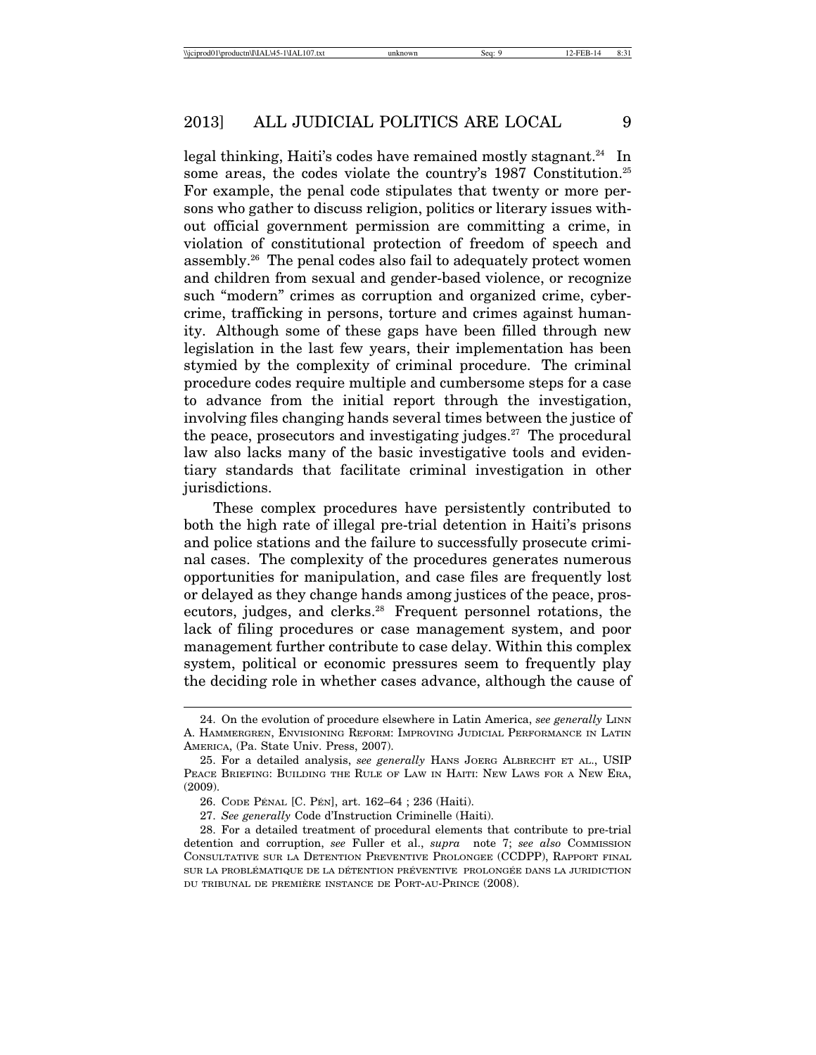legal thinking, Haiti's codes have remained mostly stagnant.[24] In some areas, the codes violate the country's 1987 Constitution.[25] For example, the penal code stipulates that twenty or more persons who gather to discuss religion, politics or literary issues without official government permission are committing a crime, in violation of constitutional protection of freedom of speech and assembly.[26] The penal codes also fail to adequately protect women and children from sexual and gender-based violence, or recognize such "modern" crimes as corruption and organized crime, cybercrime, trafficking in persons, torture and crimes against humanity. Although some of these gaps have been filled through new legislation in the last few years, their implementation has been stymied by the complexity of criminal procedure. The criminal procedure codes require multiple and cumbersome steps for a case to advance from the initial report through the investigation, involving files changing hands several times between the justice of the peace, prosecutors and investigating judges.[27] The procedural law also lacks many of the basic investigative tools and evidentiary standards that facilitate criminal investigation in other jurisdictions.

These complex procedures have persistently contributed to both the high rate of illegal pre-trial detention in Haiti's prisons and police stations and the failure to successfully prosecute criminal cases. The complexity of the procedures generates numerous opportunities for manipulation, and case files are frequently lost or delayed as they change hands among justices of the peace, prosecutors, judges, and clerks.[28] Frequent personnel rotations, the lack of filing procedures or case management system, and poor management further contribute to case delay. Within this complex system, political or economic pressures seem to frequently play the deciding role in whether cases advance, although the cause of

---

24. On the evolution of procedure elsewhere in Latin America, *see generally* Linn A. Hammergren, Envisioning Reform: Improving Judicial Performance in Latin America, (Pa. State Univ. Press, 2007).

25. For a detailed analysis, *see generally* Hans Joerg Albrecht et al., USIP Peace Briefing: Building the Rule of Law in Haiti: New Laws for a New Era, (2009).

26. Code Pénal [C. Pén], art. 162–64 ; 236 (Haiti).

27. *See generally* Code d'Instruction Criminelle (Haiti).

28. For a detailed treatment of procedural elements that contribute to pre-trial detention and corruption, *see* Fuller et al., *supra* note 7; *see also* Commission Consultative sur la Detention Preventive Prolongee (CCDPP), Rapport final sur la problématique de la détention préventive prolongée dans la juridiction du tribunal de première instance de Port-au-Prince (2008).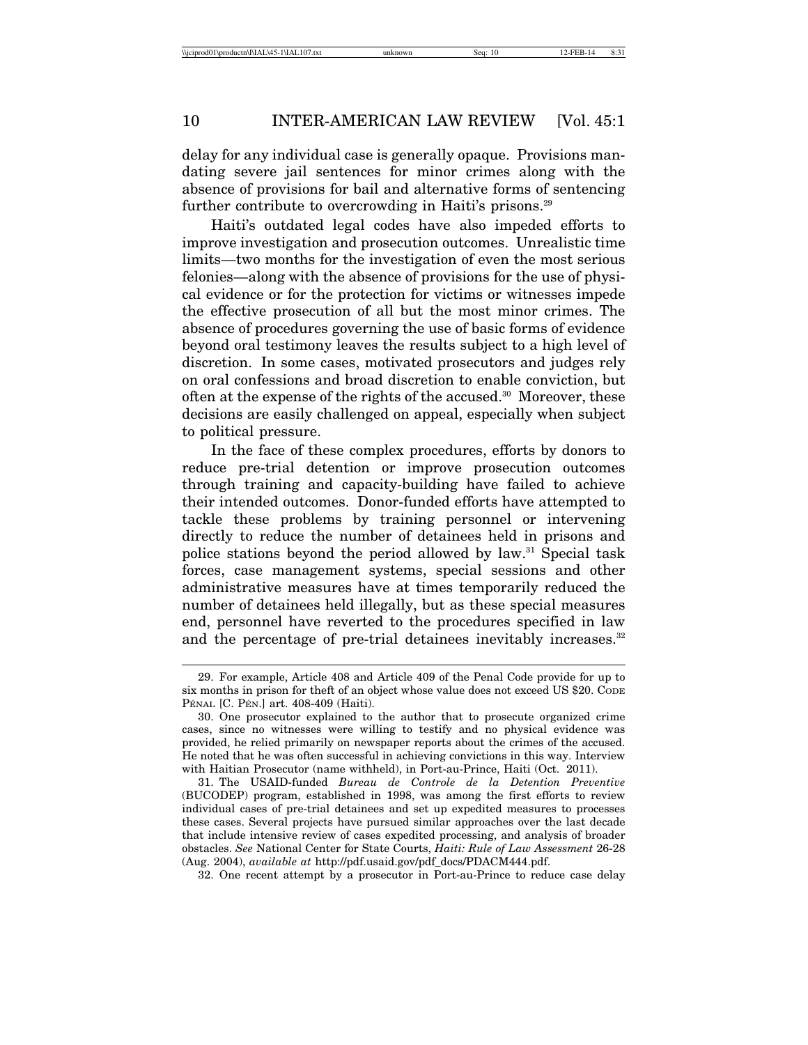delay for any individual case is generally opaque. Provisions mandating severe jail sentences for minor crimes along with the absence of provisions for bail and alternative forms of sentencing further contribute to overcrowding in Haiti's prisons.[29]

Haiti's outdated legal codes have also impeded efforts to improve investigation and prosecution outcomes. Unrealistic time limits—two months for the investigation of even the most serious felonies—along with the absence of provisions for the use of physical evidence or for the protection for victims or witnesses impede the effective prosecution of all but the most minor crimes. The absence of procedures governing the use of basic forms of evidence beyond oral testimony leaves the results subject to a high level of discretion. In some cases, motivated prosecutors and judges rely on oral confessions and broad discretion to enable conviction, but often at the expense of the rights of the accused.[30] Moreover, these decisions are easily challenged on appeal, especially when subject to political pressure.

In the face of these complex procedures, efforts by donors to reduce pre-trial detention or improve prosecution outcomes through training and capacity-building have failed to achieve their intended outcomes. Donor-funded efforts have attempted to tackle these problems by training personnel or intervening directly to reduce the number of detainees held in prisons and police stations beyond the period allowed by law.[31] Special task forces, case management systems, special sessions and other administrative measures have at times temporarily reduced the number of detainees held illegally, but as these special measures end, personnel have reverted to the procedures specified in law and the percentage of pre-trial detainees inevitably increases.[32]

---

29. For example, Article 408 and Article 409 of the Penal Code provide for up to six months in prison for theft of an object whose value does not exceed US $20. CODE PÉNAL [C. PÉN.] art. 408-409 (Haiti).

30. One prosecutor explained to the author that to prosecute organized crime cases, since no witnesses were willing to testify and no physical evidence was provided, he relied primarily on newspaper reports about the crimes of the accused. He noted that he was often successful in achieving convictions in this way. Interview with Haitian Prosecutor (name withheld), in Port-au-Prince, Haiti (Oct. 2011).

31. The USAID-funded *Bureau de Controle de la Detention Preventive* (BUCODEP) program, established in 1998, was among the first efforts to review individual cases of pre-trial detainees and set up expedited measures to processes these cases. Several projects have pursued similar approaches over the last decade that include intensive review of cases expedited processing, and analysis of broader obstacles. *See* National Center for State Courts, *Haiti: Rule of Law Assessment* 26-28 (Aug. 2004), *available at* http://pdf.usaid.gov/pdf_docs/PDACM444.pdf.

32. One recent attempt by a prosecutor in Port-au-Prince to reduce case delay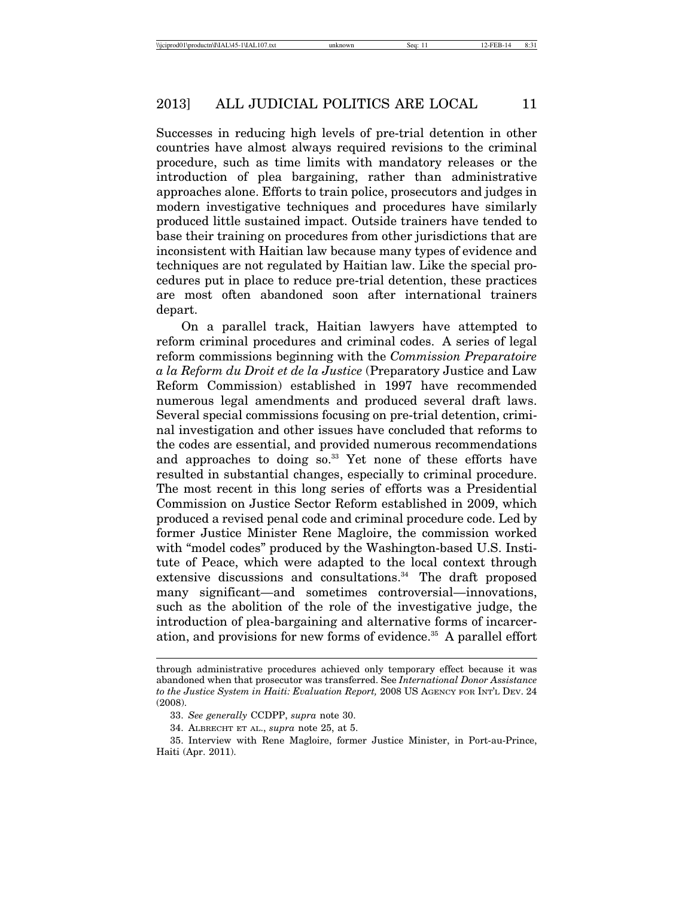Successes in reducing high levels of pre-trial detention in other countries have almost always required revisions to the criminal procedure, such as time limits with mandatory releases or the introduction of plea bargaining, rather than administrative approaches alone. Efforts to train police, prosecutors and judges in modern investigative techniques and procedures have similarly produced little sustained impact. Outside trainers have tended to base their training on procedures from other jurisdictions that are inconsistent with Haitian law because many types of evidence and techniques are not regulated by Haitian law. Like the special procedures put in place to reduce pre-trial detention, these practices are most often abandoned soon after international trainers depart.

On a parallel track, Haitian lawyers have attempted to reform criminal procedures and criminal codes. A series of legal reform commissions beginning with the *Commission Preparatoire a la Reform du Droit et de la Justice* (Preparatory Justice and Law Reform Commission) established in 1997 have recommended numerous legal amendments and produced several draft laws. Several special commissions focusing on pre-trial detention, criminal investigation and other issues have concluded that reforms to the codes are essential, and provided numerous recommendations and approaches to doing so.[33] Yet none of these efforts have resulted in substantial changes, especially to criminal procedure. The most recent in this long series of efforts was a Presidential Commission on Justice Sector Reform established in 2009, which produced a revised penal code and criminal procedure code. Led by former Justice Minister Rene Magloire, the commission worked with "model codes" produced by the Washington-based U.S. Institute of Peace, which were adapted to the local context through extensive discussions and consultations.[34] The draft proposed many significant—and sometimes controversial—innovations, such as the abolition of the role of the investigative judge, the introduction of plea-bargaining and alternative forms of incarceration, and provisions for new forms of evidence.[35] A parallel effort

---

through administrative procedures achieved only temporary effect because it was abandoned when that prosecutor was transferred. See *International Donor Assistance to the Justice System in Haiti: Evaluation Report,* 2008 US AGENCY FOR INT'L DEV. 24 (2008).

33. *See generally* CCDPP, *supra* note 30.

34. ALBRECHT ET AL., *supra* note 25, at 5.

35. Interview with Rene Magloire, former Justice Minister, in Port-au-Prince, Haiti (Apr. 2011).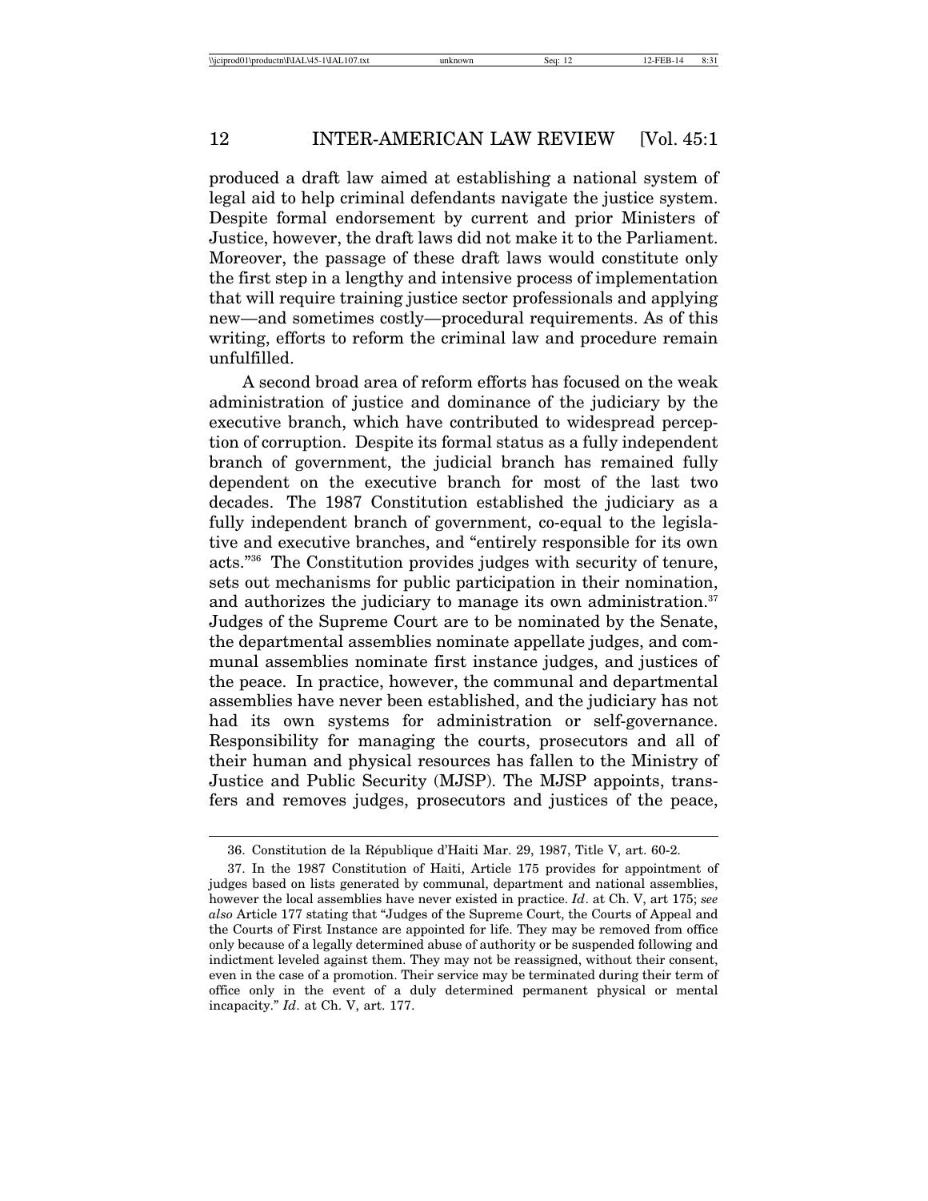produced a draft law aimed at establishing a national system of legal aid to help criminal defendants navigate the justice system. Despite formal endorsement by current and prior Ministers of Justice, however, the draft laws did not make it to the Parliament. Moreover, the passage of these draft laws would constitute only the first step in a lengthy and intensive process of implementation that will require training justice sector professionals and applying new—and sometimes costly—procedural requirements. As of this writing, efforts to reform the criminal law and procedure remain unfulfilled.

A second broad area of reform efforts has focused on the weak administration of justice and dominance of the judiciary by the executive branch, which have contributed to widespread perception of corruption. Despite its formal status as a fully independent branch of government, the judicial branch has remained fully dependent on the executive branch for most of the last two decades. The 1987 Constitution established the judiciary as a fully independent branch of government, co-equal to the legislative and executive branches, and "entirely responsible for its own acts."[36] The Constitution provides judges with security of tenure, sets out mechanisms for public participation in their nomination, and authorizes the judiciary to manage its own administration.[37] Judges of the Supreme Court are to be nominated by the Senate, the departmental assemblies nominate appellate judges, and communal assemblies nominate first instance judges, and justices of the peace. In practice, however, the communal and departmental assemblies have never been established, and the judiciary has not had its own systems for administration or self-governance. Responsibility for managing the courts, prosecutors and all of their human and physical resources has fallen to the Ministry of Justice and Public Security (MJSP). The MJSP appoints, transfers and removes judges, prosecutors and justices of the peace,

---

36. Constitution de la République d'Haiti Mar. 29, 1987, Title V, art. 60-2.

37. In the 1987 Constitution of Haiti, Article 175 provides for appointment of judges based on lists generated by communal, department and national assemblies, however the local assemblies have never existed in practice. *Id*. at Ch. V, art 175; *see also* Article 177 stating that "Judges of the Supreme Court, the Courts of Appeal and the Courts of First Instance are appointed for life. They may be removed from office only because of a legally determined abuse of authority or be suspended following and indictment leveled against them. They may not be reassigned, without their consent, even in the case of a promotion. Their service may be terminated during their term of office only in the event of a duly determined permanent physical or mental incapacity." *Id*. at Ch. V, art. 177.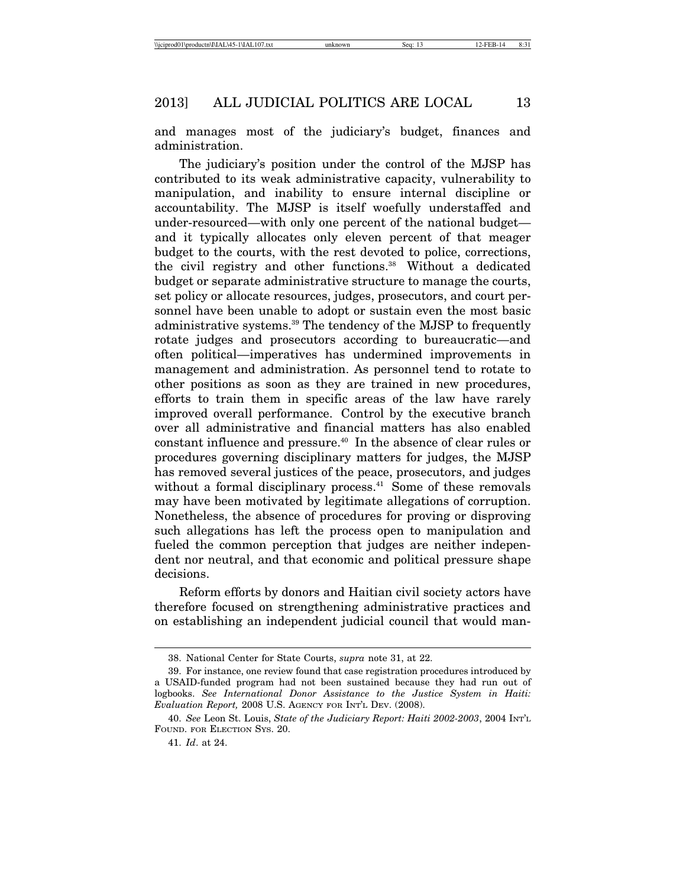and manages most of the judiciary's budget, finances and administration.

The judiciary's position under the control of the MJSP has contributed to its weak administrative capacity, vulnerability to manipulation, and inability to ensure internal discipline or accountability. The MJSP is itself woefully understaffed and under-resourced—with only one percent of the national budget—and it typically allocates only eleven percent of that meager budget to the courts, with the rest devoted to police, corrections, the civil registry and other functions.[38] Without a dedicated budget or separate administrative structure to manage the courts, set policy or allocate resources, judges, prosecutors, and court personnel have been unable to adopt or sustain even the most basic administrative systems.[39] The tendency of the MJSP to frequently rotate judges and prosecutors according to bureaucratic—and often political—imperatives has undermined improvements in management and administration. As personnel tend to rotate to other positions as soon as they are trained in new procedures, efforts to train them in specific areas of the law have rarely improved overall performance. Control by the executive branch over all administrative and financial matters has also enabled constant influence and pressure.[40] In the absence of clear rules or procedures governing disciplinary matters for judges, the MJSP has removed several justices of the peace, prosecutors, and judges without a formal disciplinary process.[41] Some of these removals may have been motivated by legitimate allegations of corruption. Nonetheless, the absence of procedures for proving or disproving such allegations has left the process open to manipulation and fueled the common perception that judges are neither independent nor neutral, and that economic and political pressure shape decisions.

Reform efforts by donors and Haitian civil society actors have therefore focused on strengthening administrative practices and on establishing an independent judicial council that would man-

---

38. National Center for State Courts, *supra* note 31, at 22.

39. For instance, one review found that case registration procedures introduced by a USAID-funded program had not been sustained because they had run out of logbooks. *See International Donor Assistance to the Justice System in Haiti: Evaluation Report,* 2008 U.S. AGENCY FOR INT'L DEV. (2008).

40. *See* Leon St. Louis, *State of the Judiciary Report: Haiti 2002-2003*, 2004 INT'L FOUND. FOR ELECTION SYS. 20.

41. *Id*. at 24.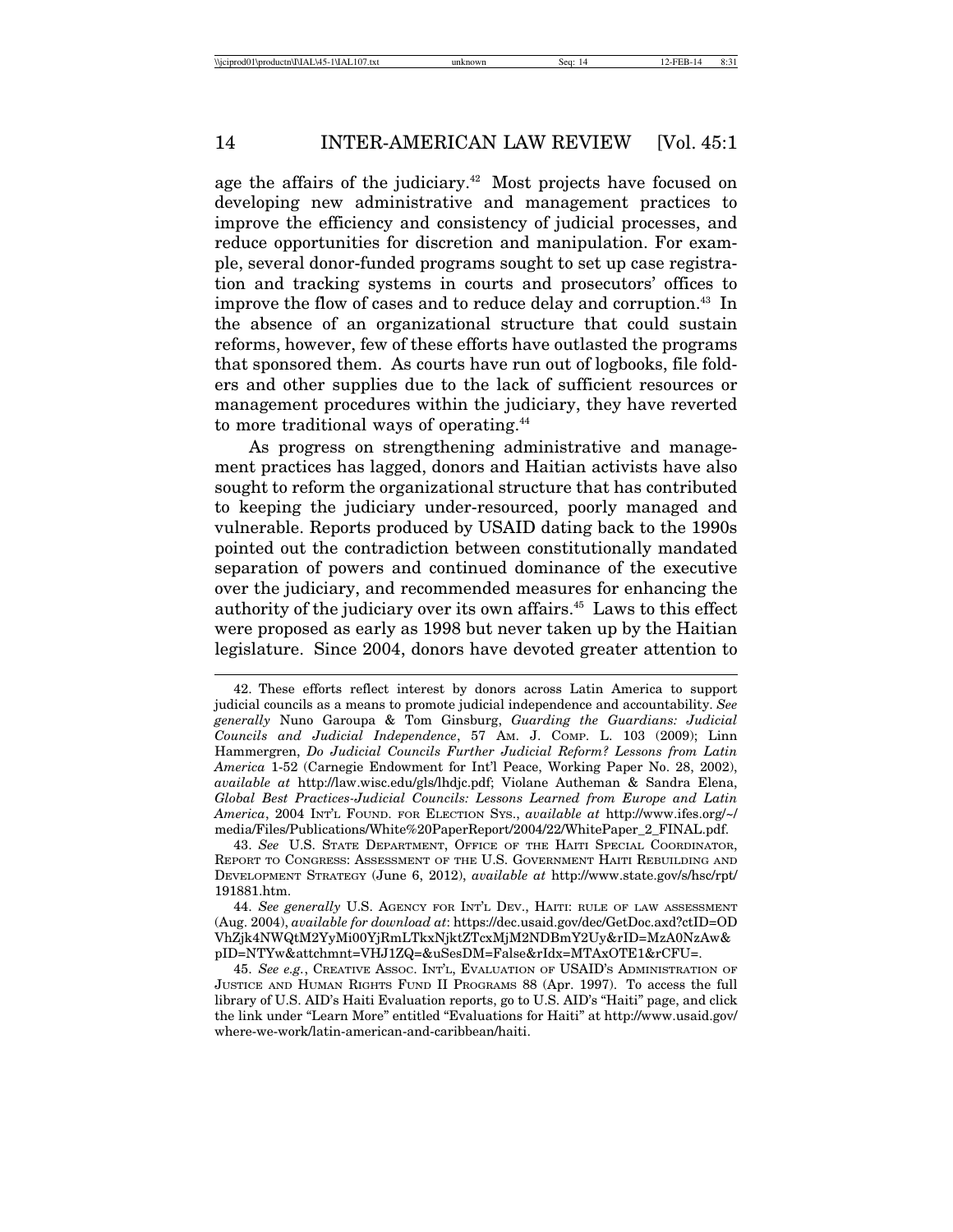age the affairs of the judiciary.[42] Most projects have focused on developing new administrative and management practices to improve the efficiency and consistency of judicial processes, and reduce opportunities for discretion and manipulation. For example, several donor-funded programs sought to set up case registration and tracking systems in courts and prosecutors' offices to improve the flow of cases and to reduce delay and corruption.[43] In the absence of an organizational structure that could sustain reforms, however, few of these efforts have outlasted the programs that sponsored them. As courts have run out of logbooks, file folders and other supplies due to the lack of sufficient resources or management procedures within the judiciary, they have reverted to more traditional ways of operating.[44]

As progress on strengthening administrative and management practices has lagged, donors and Haitian activists have also sought to reform the organizational structure that has contributed to keeping the judiciary under-resourced, poorly managed and vulnerable. Reports produced by USAID dating back to the 1990s pointed out the contradiction between constitutionally mandated separation of powers and continued dominance of the executive over the judiciary, and recommended measures for enhancing the authority of the judiciary over its own affairs.[45] Laws to this effect were proposed as early as 1998 but never taken up by the Haitian legislature. Since 2004, donors have devoted greater attention to

---

42. These efforts reflect interest by donors across Latin America to support judicial councils as a means to promote judicial independence and accountability. *See generally* Nuno Garoupa & Tom Ginsburg, *Guarding the Guardians: Judicial Councils and Judicial Independence*, 57 AM. J. COMP. L. 103 (2009); Linn Hammergren, *Do Judicial Councils Further Judicial Reform? Lessons from Latin America* 1-52 (Carnegie Endowment for Int'l Peace, Working Paper No. 28, 2002), *available at* http://law.wisc.edu/gls/lhdjc.pdf; Violane Autheman & Sandra Elena, *Global Best Practices-Judicial Councils: Lessons Learned from Europe and Latin America*, 2004 INT'L FOUND. FOR ELECTION SYS., *available at* http://www.ifes.org/~/media/Files/Publications/White%20PaperReport/2004/22/WhitePaper_2_FINAL.pdf.

43. *See* U.S. STATE DEPARTMENT, OFFICE OF THE HAITI SPECIAL COORDINATOR, REPORT TO CONGRESS: ASSESSMENT OF THE U.S. GOVERNMENT HAITI REBUILDING AND DEVELOPMENT STRATEGY (June 6, 2012), *available at* http://www.state.gov/s/hsc/rpt/191881.htm.

44. *See generally* U.S. AGENCY FOR INT'L DEV., HAITI: RULE OF LAW ASSESSMENT (Aug. 2004), *available for download at*: https://dec.usaid.gov/dec/GetDoc.axd?ctID=ODVhZjk4NWQtM2YyMi00YjRmLTkxNjktZTcxMjM2NDBmY2Uy&rID=MzA0NzAw&pID=NTYw&attchmnt=VHJ1ZQ=&uSesDM=False&rIdx=MTAxOTE1&rCFU=.

45. *See e.g.*, CREATIVE ASSOC. INT'L, EVALUATION OF USAID'S ADMINISTRATION OF JUSTICE AND HUMAN RIGHTS FUND II PROGRAMS 88 (Apr. 1997). To access the full library of U.S. AID's Haiti Evaluation reports, go to U.S. AID's "Haiti" page, and click the link under "Learn More" entitled "Evaluations for Haiti" at http://www.usaid.gov/where-we-work/latin-american-and-caribbean/haiti.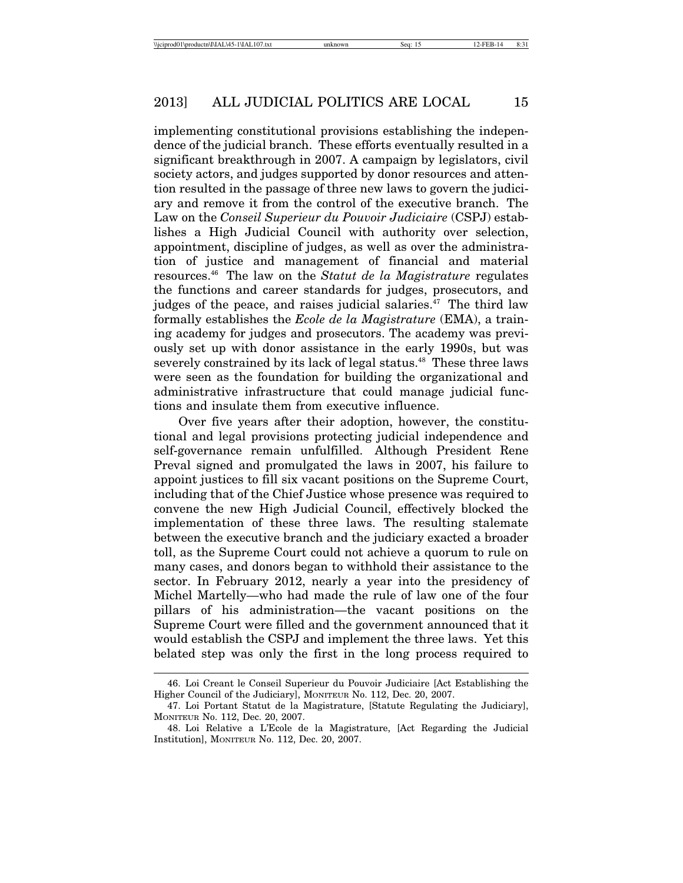implementing constitutional provisions establishing the independence of the judicial branch. These efforts eventually resulted in a significant breakthrough in 2007. A campaign by legislators, civil society actors, and judges supported by donor resources and attention resulted in the passage of three new laws to govern the judiciary and remove it from the control of the executive branch. The Law on the *Conseil Superieur du Pouvoir Judiciaire* (CSPJ) establishes a High Judicial Council with authority over selection, appointment, discipline of judges, as well as over the administration of justice and management of financial and material resources.[46] The law on the *Statut de la Magistrature* regulates the functions and career standards for judges, prosecutors, and judges of the peace, and raises judicial salaries.[47] The third law formally establishes the *Ecole de la Magistrature* (EMA), a training academy for judges and prosecutors. The academy was previously set up with donor assistance in the early 1990s, but was severely constrained by its lack of legal status.[48] These three laws were seen as the foundation for building the organizational and administrative infrastructure that could manage judicial functions and insulate them from executive influence.

Over five years after their adoption, however, the constitutional and legal provisions protecting judicial independence and self-governance remain unfulfilled. Although President Rene Preval signed and promulgated the laws in 2007, his failure to appoint justices to fill six vacant positions on the Supreme Court, including that of the Chief Justice whose presence was required to convene the new High Judicial Council, effectively blocked the implementation of these three laws. The resulting stalemate between the executive branch and the judiciary exacted a broader toll, as the Supreme Court could not achieve a quorum to rule on many cases, and donors began to withhold their assistance to the sector. In February 2012, nearly a year into the presidency of Michel Martelly—who had made the rule of law one of the four pillars of his administration—the vacant positions on the Supreme Court were filled and the government announced that it would establish the CSPJ and implement the three laws. Yet this belated step was only the first in the long process required to

46. Loi Creant le Conseil Superieur du Pouvoir Judiciaire [Act Establishing the Higher Council of the Judiciary], MONITEUR No. 112, Dec. 20, 2007.

47. Loi Portant Statut de la Magistrature, [Statute Regulating the Judiciary], MONITEUR No. 112, Dec. 20, 2007.

48. Loi Relative a L'Ecole de la Magistrature, [Act Regarding the Judicial Institution], MONITEUR No. 112, Dec. 20, 2007.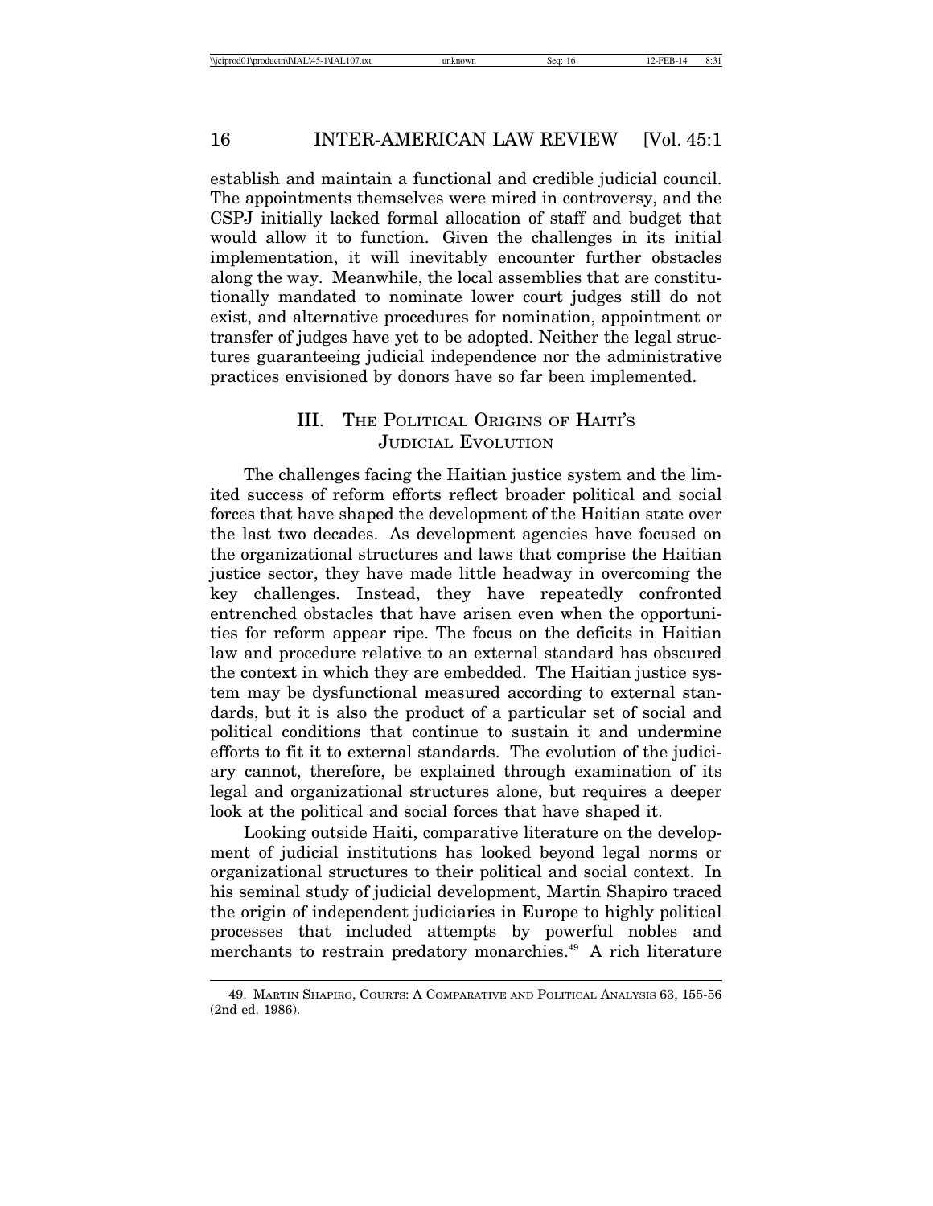establish and maintain a functional and credible judicial council. The appointments themselves were mired in controversy, and the CSPJ initially lacked formal allocation of staff and budget that would allow it to function. Given the challenges in its initial implementation, it will inevitably encounter further obstacles along the way. Meanwhile, the local assemblies that are constitutionally mandated to nominate lower court judges still do not exist, and alternative procedures for nomination, appointment or transfer of judges have yet to be adopted. Neither the legal structures guaranteeing judicial independence nor the administrative practices envisioned by donors have so far been implemented.

## III. The Political Origins of Haiti's Judicial Evolution

The challenges facing the Haitian justice system and the limited success of reform efforts reflect broader political and social forces that have shaped the development of the Haitian state over the last two decades. As development agencies have focused on the organizational structures and laws that comprise the Haitian justice sector, they have made little headway in overcoming the key challenges. Instead, they have repeatedly confronted entrenched obstacles that have arisen even when the opportunities for reform appear ripe. The focus on the deficits in Haitian law and procedure relative to an external standard has obscured the context in which they are embedded. The Haitian justice system may be dysfunctional measured according to external standards, but it is also the product of a particular set of social and political conditions that continue to sustain it and undermine efforts to fit it to external standards. The evolution of the judiciary cannot, therefore, be explained through examination of its legal and organizational structures alone, but requires a deeper look at the political and social forces that have shaped it.

Looking outside Haiti, comparative literature on the development of judicial institutions has looked beyond legal norms or organizational structures to their political and social context. In his seminal study of judicial development, Martin Shapiro traced the origin of independent judiciaries in Europe to highly political processes that included attempts by powerful nobles and merchants to restrain predatory monarchies.[49] A rich literature

49. Martin Shapiro, Courts: A Comparative and Political Analysis 63, 155-56 (2nd ed. 1986).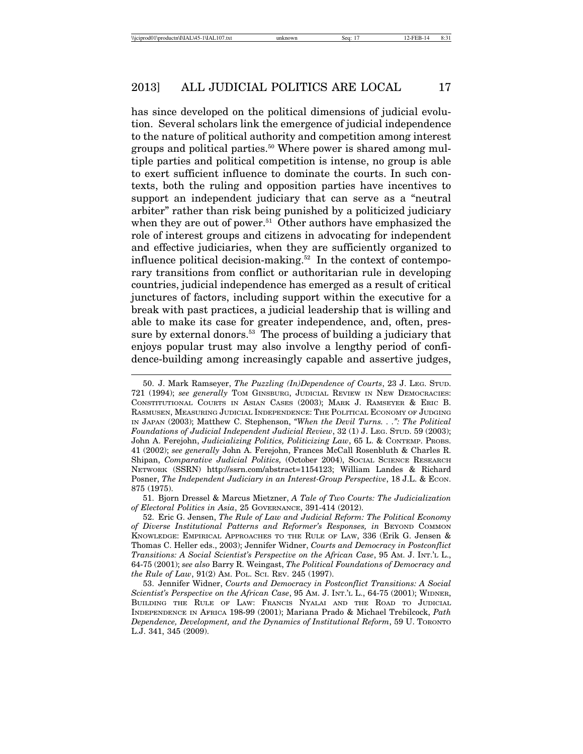has since developed on the political dimensions of judicial evolution. Several scholars link the emergence of judicial independence to the nature of political authority and competition among interest groups and political parties.[50] Where power is shared among multiple parties and political competition is intense, no group is able to exert sufficient influence to dominate the courts. In such contexts, both the ruling and opposition parties have incentives to support an independent judiciary that can serve as a "neutral arbiter" rather than risk being punished by a politicized judiciary when they are out of power.[51] Other authors have emphasized the role of interest groups and citizens in advocating for independent and effective judiciaries, when they are sufficiently organized to influence political decision-making.[52] In the context of contemporary transitions from conflict or authoritarian rule in developing countries, judicial independence has emerged as a result of critical junctures of factors, including support within the executive for a break with past practices, a judicial leadership that is willing and able to make its case for greater independence, and, often, pressure by external donors.[53] The process of building a judiciary that enjoys popular trust may also involve a lengthy period of confidence-building among increasingly capable and assertive judges,

---

50. J. Mark Ramseyer, *The Puzzling (In)Dependence of Courts*, 23 J. LEG. STUD. 721 (1994); *see generally* TOM GINSBURG, JUDICIAL REVIEW IN NEW DEMOCRACIES: CONSTITUTIONAL COURTS IN ASIAN CASES (2003); MARK J. RAMSEYER & ERIC B. RASMUSEN, MEASURING JUDICIAL INDEPENDENCE: THE POLITICAL ECONOMY OF JUDGING IN JAPAN (2003); Matthew C. Stephenson, *"When the Devil Turns. . .": The Political Foundations of Judicial Independent Judicial Review*, 32 (1) J. LEG. STUD. 59 (2003); John A. Ferejohn, *Judicializing Politics, Politicizing Law*, 65 L. & CONTEMP. PROBS. 41 (2002); *see generally* John A. Ferejohn, Frances McCall Rosenbluth & Charles R. Shipan, *Comparative Judicial Politics,* (October 2004), SOCIAL SCIENCE RESEARCH NETWORK (SSRN) http://ssrn.com/abstract=1154123; William Landes & Richard Posner, *The Independent Judiciary in an Interest-Group Perspective*, 18 J.L. & ECON. 875 (1975).

51. Bjorn Dressel & Marcus Mietzner, *A Tale of Two Courts: The Judicialization of Electoral Politics in Asia*, 25 GOVERNANCE, 391-414 (2012).

52. Eric G. Jensen, *The Rule of Law and Judicial Reform: The Political Economy of Diverse Institutional Patterns and Reformer's Responses, in* BEYOND COMMON KNOWLEDGE: EMPIRICAL APPROACHES TO THE RULE OF LAW, 336 (Erik G. Jensen & Thomas C. Heller eds., 2003); Jennifer Widner, *Courts and Democracy in Postconflict Transitions: A Social Scientist's Perspective on the African Case*, 95 AM. J. INT.'L L., 64-75 (2001); *see also* Barry R. Weingast, *The Political Foundations of Democracy and the Rule of Law*, 91(2) AM. POL. SCI. REV. 245 (1997).

53. Jennifer Widner, *Courts and Democracy in Postconflict Transitions: A Social Scientist's Perspective on the African Case*, 95 AM. J. INT.'L L., 64-75 (2001); WIDNER, BUILDING THE RULE OF LAW: FRANCIS NYALAI AND THE ROAD TO JUDICIAL INDEPENDENCE IN AFRICA 198-99 (2001); Mariana Prado & Michael Trebilcock, *Path Dependence, Development, and the Dynamics of Institutional Reform*, 59 U. TORONTO L.J. 341, 345 (2009).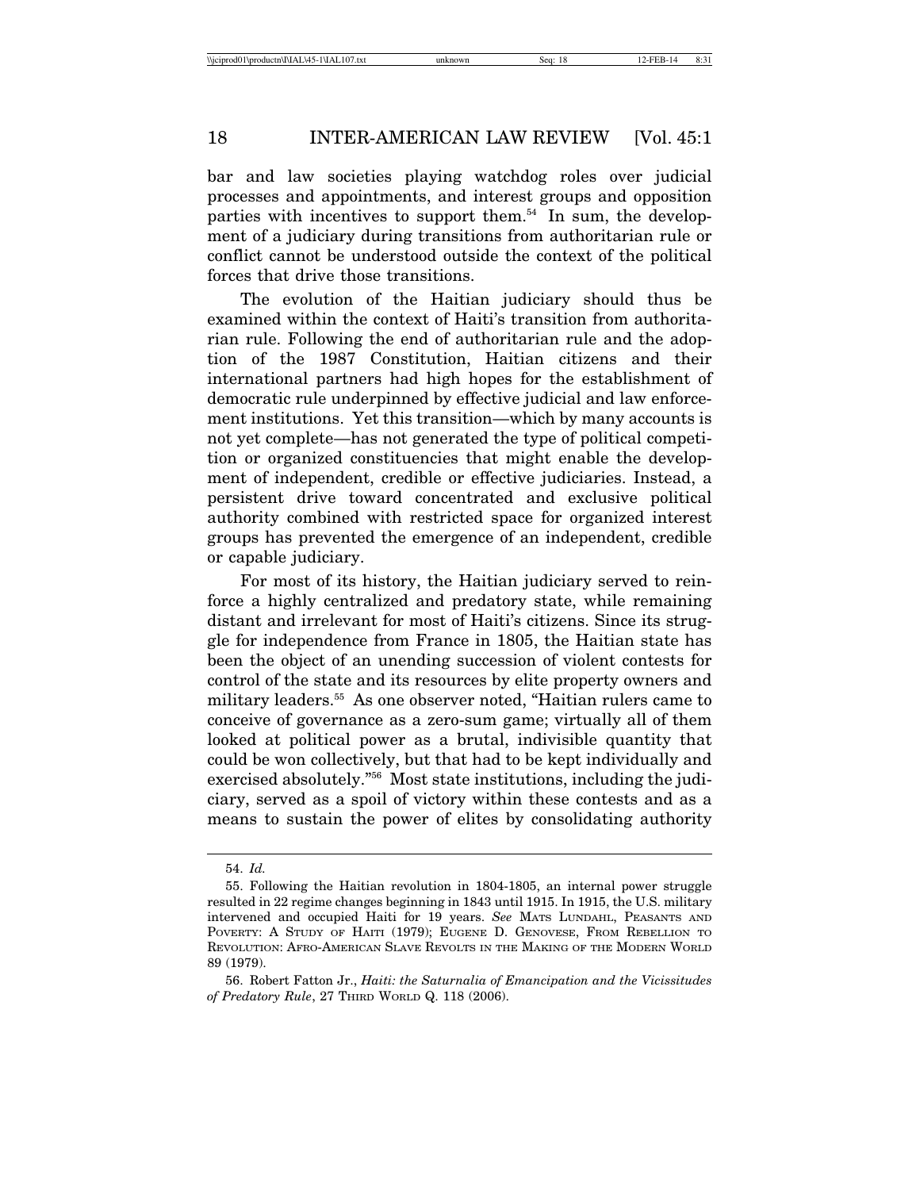bar and law societies playing watchdog roles over judicial processes and appointments, and interest groups and opposition parties with incentives to support them.[54] In sum, the development of a judiciary during transitions from authoritarian rule or conflict cannot be understood outside the context of the political forces that drive those transitions.

The evolution of the Haitian judiciary should thus be examined within the context of Haiti's transition from authoritarian rule. Following the end of authoritarian rule and the adoption of the 1987 Constitution, Haitian citizens and their international partners had high hopes for the establishment of democratic rule underpinned by effective judicial and law enforcement institutions. Yet this transition—which by many accounts is not yet complete—has not generated the type of political competition or organized constituencies that might enable the development of independent, credible or effective judiciaries. Instead, a persistent drive toward concentrated and exclusive political authority combined with restricted space for organized interest groups has prevented the emergence of an independent, credible or capable judiciary.

For most of its history, the Haitian judiciary served to reinforce a highly centralized and predatory state, while remaining distant and irrelevant for most of Haiti's citizens. Since its struggle for independence from France in 1805, the Haitian state has been the object of an unending succession of violent contests for control of the state and its resources by elite property owners and military leaders.[55] As one observer noted, "Haitian rulers came to conceive of governance as a zero-sum game; virtually all of them looked at political power as a brutal, indivisible quantity that could be won collectively, but that had to be kept individually and exercised absolutely."[56] Most state institutions, including the judiciary, served as a spoil of victory within these contests and as a means to sustain the power of elites by consolidating authority

---

54. *Id.*

55. Following the Haitian revolution in 1804-1805, an internal power struggle resulted in 22 regime changes beginning in 1843 until 1915. In 1915, the U.S. military intervened and occupied Haiti for 19 years. *See* MATS LUNDAHL, PEASANTS AND POVERTY: A STUDY OF HAITI (1979); EUGENE D. GENOVESE, FROM REBELLION TO REVOLUTION: AFRO-AMERICAN SLAVE REVOLTS IN THE MAKING OF THE MODERN WORLD 89 (1979).

56. Robert Fatton Jr., *Haiti: the Saturnalia of Emancipation and the Vicissitudes of Predatory Rule*, 27 THIRD WORLD Q. 118 (2006).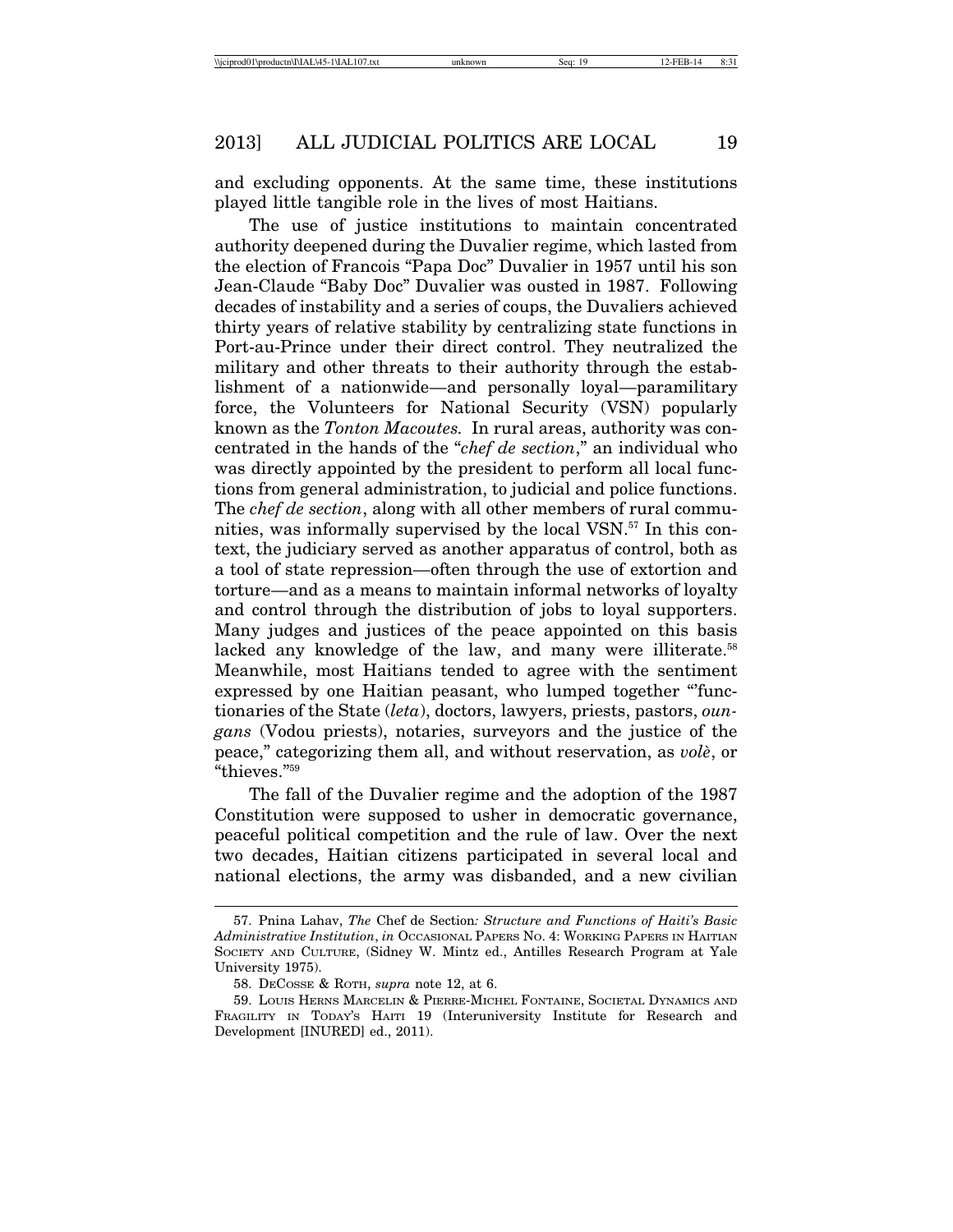and excluding opponents. At the same time, these institutions played little tangible role in the lives of most Haitians.

The use of justice institutions to maintain concentrated authority deepened during the Duvalier regime, which lasted from the election of Francois "Papa Doc" Duvalier in 1957 until his son Jean-Claude "Baby Doc" Duvalier was ousted in 1987. Following decades of instability and a series of coups, the Duvaliers achieved thirty years of relative stability by centralizing state functions in Port-au-Prince under their direct control. They neutralized the military and other threats to their authority through the establishment of a nationwide—and personally loyal—paramilitary force, the Volunteers for National Security (VSN) popularly known as the *Tonton Macoutes.* In rural areas, authority was concentrated in the hands of the "*chef de section*," an individual who was directly appointed by the president to perform all local functions from general administration, to judicial and police functions. The *chef de section*, along with all other members of rural communities, was informally supervised by the local VSN.[57] In this context, the judiciary served as another apparatus of control, both as a tool of state repression—often through the use of extortion and torture—and as a means to maintain informal networks of loyalty and control through the distribution of jobs to loyal supporters. Many judges and justices of the peace appointed on this basis lacked any knowledge of the law, and many were illiterate.[58] Meanwhile, most Haitians tended to agree with the sentiment expressed by one Haitian peasant, who lumped together "'functionaries of the State (*leta*), doctors, lawyers, priests, pastors, *oungans* (Vodou priests), notaries, surveyors and the justice of the peace," categorizing them all, and without reservation, as *volè*, or "thieves."[59]

The fall of the Duvalier regime and the adoption of the 1987 Constitution were supposed to usher in democratic governance, peaceful political competition and the rule of law. Over the next two decades, Haitian citizens participated in several local and national elections, the army was disbanded, and a new civilian

---

57. Pnina Lahav, *The* Chef de Section*: Structure and Functions of Haiti's Basic Administrative Institution*, *in* OCCASIONAL PAPERS NO. 4: WORKING PAPERS IN HAITIAN SOCIETY AND CULTURE, (Sidney W. Mintz ed., Antilles Research Program at Yale University 1975).

58. DECOSSE & ROTH, *supra* note 12, at 6.

59. LOUIS HERNS MARCELIN & PIERRE-MICHEL FONTAINE, SOCIETAL DYNAMICS AND FRAGILITY IN TODAY'S HAITI 19 (Interuniversity Institute for Research and Development [INURED] ed., 2011).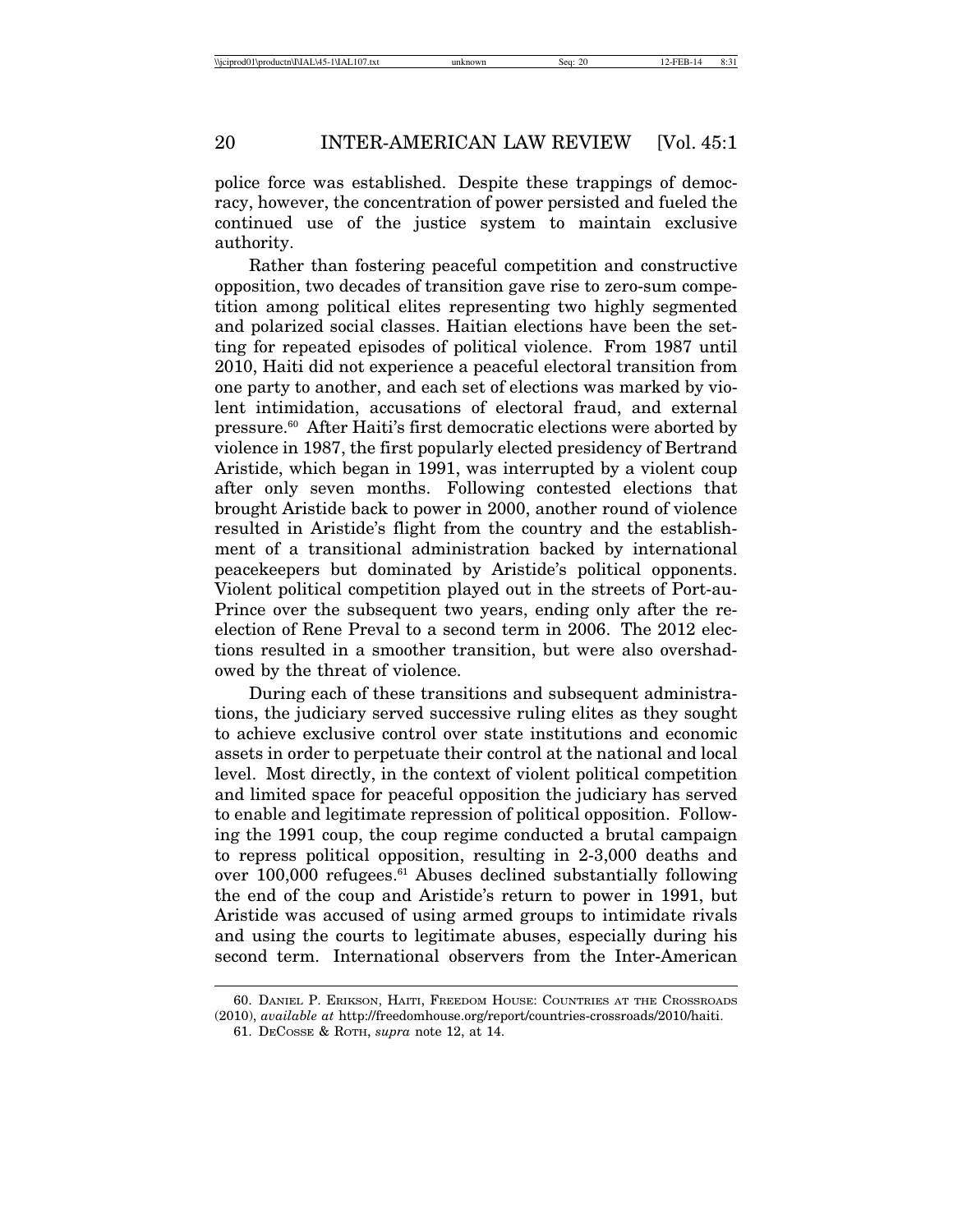police force was established. Despite these trappings of democracy, however, the concentration of power persisted and fueled the continued use of the justice system to maintain exclusive authority.

Rather than fostering peaceful competition and constructive opposition, two decades of transition gave rise to zero-sum competition among political elites representing two highly segmented and polarized social classes. Haitian elections have been the setting for repeated episodes of political violence. From 1987 until 2010, Haiti did not experience a peaceful electoral transition from one party to another, and each set of elections was marked by violent intimidation, accusations of electoral fraud, and external pressure.[60] After Haiti's first democratic elections were aborted by violence in 1987, the first popularly elected presidency of Bertrand Aristide, which began in 1991, was interrupted by a violent coup after only seven months. Following contested elections that brought Aristide back to power in 2000, another round of violence resulted in Aristide's flight from the country and the establishment of a transitional administration backed by international peacekeepers but dominated by Aristide's political opponents. Violent political competition played out in the streets of Port-au-Prince over the subsequent two years, ending only after the re-election of Rene Preval to a second term in 2006. The 2012 elections resulted in a smoother transition, but were also overshadowed by the threat of violence.

During each of these transitions and subsequent administrations, the judiciary served successive ruling elites as they sought to achieve exclusive control over state institutions and economic assets in order to perpetuate their control at the national and local level. Most directly, in the context of violent political competition and limited space for peaceful opposition the judiciary has served to enable and legitimate repression of political opposition. Following the 1991 coup, the coup regime conducted a brutal campaign to repress political opposition, resulting in 2-3,000 deaths and over 100,000 refugees.[61] Abuses declined substantially following the end of the coup and Aristide's return to power in 1991, but Aristide was accused of using armed groups to intimidate rivals and using the courts to legitimate abuses, especially during his second term. International observers from the Inter-American

---

60. DANIEL P. ERIKSON, HAITI, FREEDOM HOUSE: COUNTRIES AT THE CROSSROADS (2010), *available at* http://freedomhouse.org/report/countries-crossroads/2010/haiti.

61. DECOSSE & ROTH, *supra* note 12, at 14.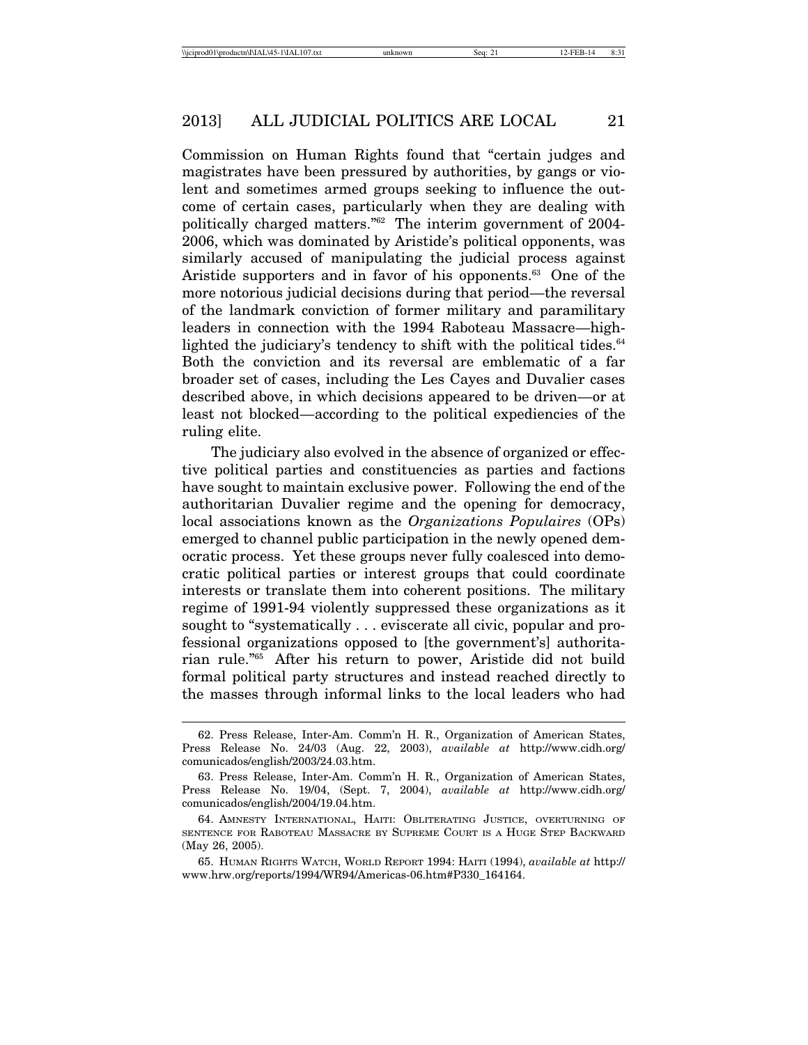Commission on Human Rights found that "certain judges and magistrates have been pressured by authorities, by gangs or violent and sometimes armed groups seeking to influence the outcome of certain cases, particularly when they are dealing with politically charged matters."[62] The interim government of 2004-2006, which was dominated by Aristide's political opponents, was similarly accused of manipulating the judicial process against Aristide supporters and in favor of his opponents.[63] One of the more notorious judicial decisions during that period—the reversal of the landmark conviction of former military and paramilitary leaders in connection with the 1994 Raboteau Massacre—highlighted the judiciary's tendency to shift with the political tides.[64] Both the conviction and its reversal are emblematic of a far broader set of cases, including the Les Cayes and Duvalier cases described above, in which decisions appeared to be driven—or at least not blocked—according to the political expediencies of the ruling elite.

The judiciary also evolved in the absence of organized or effective political parties and constituencies as parties and factions have sought to maintain exclusive power. Following the end of the authoritarian Duvalier regime and the opening for democracy, local associations known as the *Organizations Populaires* (OPs) emerged to channel public participation in the newly opened democratic process. Yet these groups never fully coalesced into democratic political parties or interest groups that could coordinate interests or translate them into coherent positions. The military regime of 1991-94 violently suppressed these organizations as it sought to "systematically . . . eviscerate all civic, popular and professional organizations opposed to [the government's] authoritarian rule."[65] After his return to power, Aristide did not build formal political party structures and instead reached directly to the masses through informal links to the local leaders who had

---

62. Press Release, Inter-Am. Comm'n H. R., Organization of American States, Press Release No. 24/03 (Aug. 22, 2003), *available at* http://www.cidh.org/comunicados/english/2003/24.03.htm.

63. Press Release, Inter-Am. Comm'n H. R., Organization of American States, Press Release No. 19/04, (Sept. 7, 2004), *available at* http://www.cidh.org/comunicados/english/2004/19.04.htm.

64. Amnesty International, Haiti: Obliterating Justice, overturning of sentence for Raboteau Massacre by Supreme Court is a Huge Step Backward (May 26, 2005).

65. Human Rights Watch, World Report 1994: Haiti (1994), *available at* http://www.hrw.org/reports/1994/WR94/Americas-06.htm#P330_164164.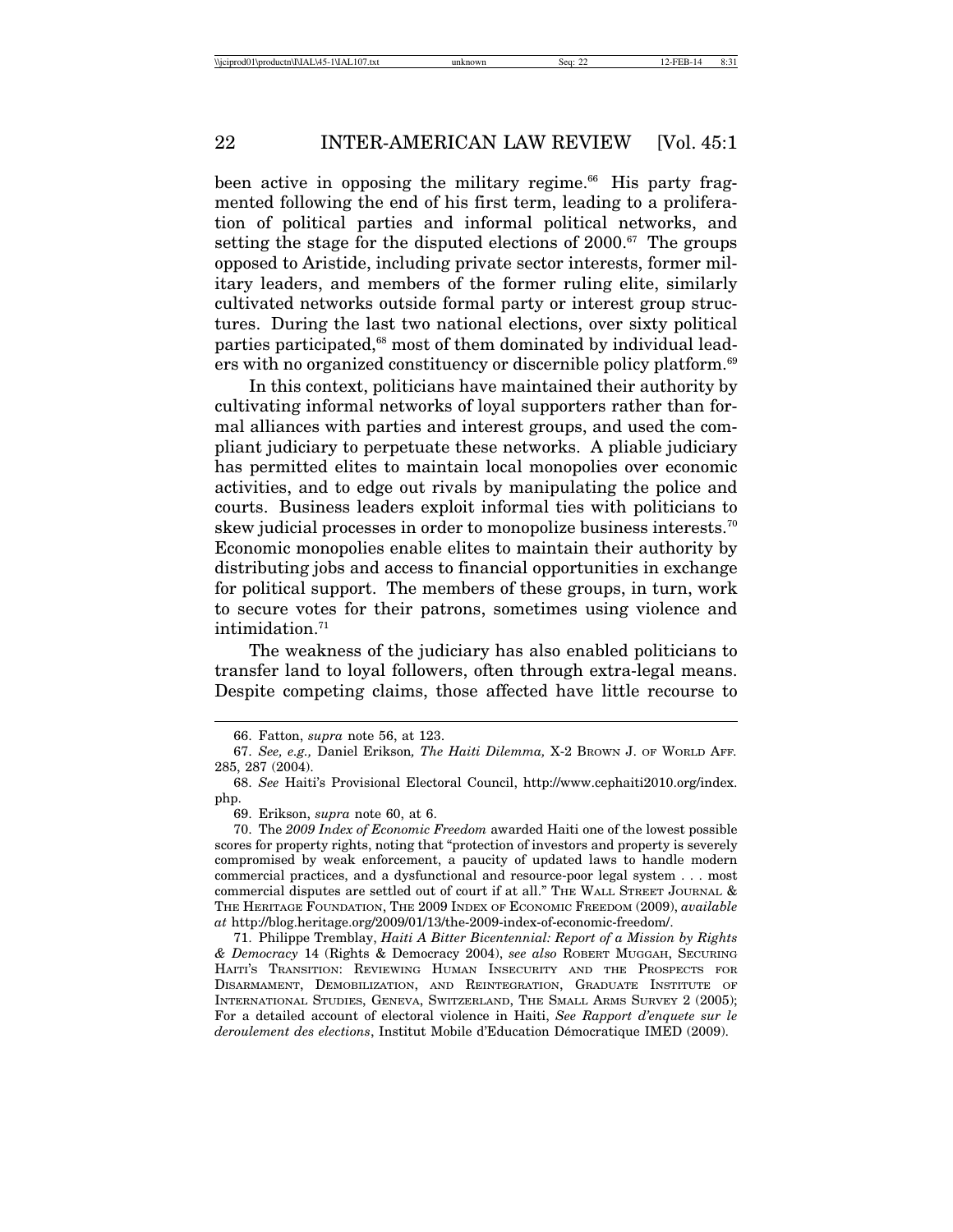been active in opposing the military regime.[66] His party fragmented following the end of his first term, leading to a proliferation of political parties and informal political networks, and setting the stage for the disputed elections of 2000.[67] The groups opposed to Aristide, including private sector interests, former military leaders, and members of the former ruling elite, similarly cultivated networks outside formal party or interest group structures. During the last two national elections, over sixty political parties participated,[68] most of them dominated by individual leaders with no organized constituency or discernible policy platform.[69]

In this context, politicians have maintained their authority by cultivating informal networks of loyal supporters rather than formal alliances with parties and interest groups, and used the compliant judiciary to perpetuate these networks. A pliable judiciary has permitted elites to maintain local monopolies over economic activities, and to edge out rivals by manipulating the police and courts. Business leaders exploit informal ties with politicians to skew judicial processes in order to monopolize business interests.[70] Economic monopolies enable elites to maintain their authority by distributing jobs and access to financial opportunities in exchange for political support. The members of these groups, in turn, work to secure votes for their patrons, sometimes using violence and intimidation.[71]

The weakness of the judiciary has also enabled politicians to transfer land to loyal followers, often through extra-legal means. Despite competing claims, those affected have little recourse to

66. Fatton, *supra* note 56, at 123.

67. *See, e.g.,* Daniel Erikson*, The Haiti Dilemma,* X-2 BROWN J. OF WORLD AFF. 285, 287 (2004).

68. *See* Haiti's Provisional Electoral Council, http://www.cephaiti2010.org/index.php.

69. Erikson, *supra* note 60, at 6.

70. The *2009 Index of Economic Freedom* awarded Haiti one of the lowest possible scores for property rights, noting that "protection of investors and property is severely compromised by weak enforcement, a paucity of updated laws to handle modern commercial practices, and a dysfunctional and resource-poor legal system . . . most commercial disputes are settled out of court if at all." THE WALL STREET JOURNAL & THE HERITAGE FOUNDATION, THE 2009 INDEX OF ECONOMIC FREEDOM (2009), *available at* http://blog.heritage.org/2009/01/13/the-2009-index-of-economic-freedom/.

71. Philippe Tremblay, *Haiti A Bitter Bicentennial: Report of a Mission by Rights & Democracy* 14 (Rights & Democracy 2004), *see also* ROBERT MUGGAH, SECURING HAITI'S TRANSITION: REVIEWING HUMAN INSECURITY AND THE PROSPECTS FOR DISARMAMENT, DEMOBILIZATION, AND REINTEGRATION, GRADUATE INSTITUTE OF INTERNATIONAL STUDIES, GENEVA, SWITZERLAND, THE SMALL ARMS SURVEY 2 (2005); For a detailed account of electoral violence in Haiti, *See Rapport d'enquete sur le deroulement des elections*, Institut Mobile d'Education Démocratique IMED (2009).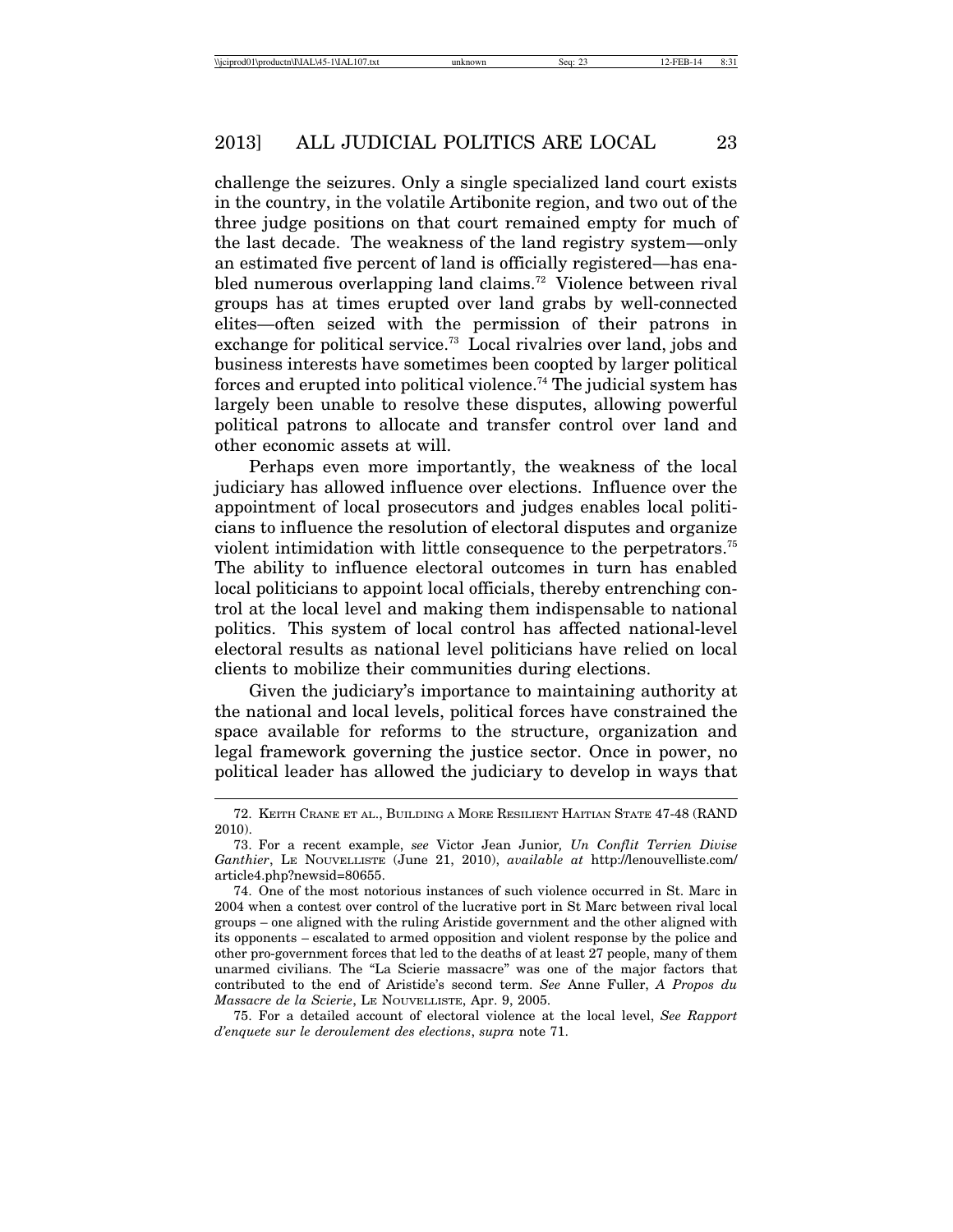challenge the seizures. Only a single specialized land court exists in the country, in the volatile Artibonite region, and two out of the three judge positions on that court remained empty for much of the last decade. The weakness of the land registry system—only an estimated five percent of land is officially registered—has enabled numerous overlapping land claims.[72] Violence between rival groups has at times erupted over land grabs by well-connected elites—often seized with the permission of their patrons in exchange for political service.[73] Local rivalries over land, jobs and business interests have sometimes been coopted by larger political forces and erupted into political violence.[74] The judicial system has largely been unable to resolve these disputes, allowing powerful political patrons to allocate and transfer control over land and other economic assets at will.

Perhaps even more importantly, the weakness of the local judiciary has allowed influence over elections. Influence over the appointment of local prosecutors and judges enables local politicians to influence the resolution of electoral disputes and organize violent intimidation with little consequence to the perpetrators.[75] The ability to influence electoral outcomes in turn has enabled local politicians to appoint local officials, thereby entrenching control at the local level and making them indispensable to national politics. This system of local control has affected national-level electoral results as national level politicians have relied on local clients to mobilize their communities during elections.

Given the judiciary's importance to maintaining authority at the national and local levels, political forces have constrained the space available for reforms to the structure, organization and legal framework governing the justice sector. Once in power, no political leader has allowed the judiciary to develop in ways that

---

72. KEITH CRANE ET AL., BUILDING A MORE RESILIENT HAITIAN STATE 47-48 (RAND 2010).

73. For a recent example, *see* Victor Jean Junior*, Un Conflit Terrien Divise Ganthier*, LE NOUVELLISTE (June 21, 2010), *available at* http://lenouvelliste.com/article4.php?newsid=80655.

74. One of the most notorious instances of such violence occurred in St. Marc in 2004 when a contest over control of the lucrative port in St Marc between rival local groups – one aligned with the ruling Aristide government and the other aligned with its opponents – escalated to armed opposition and violent response by the police and other pro-government forces that led to the deaths of at least 27 people, many of them unarmed civilians. The "La Scierie massacre" was one of the major factors that contributed to the end of Aristide's second term. *See* Anne Fuller, *A Propos du Massacre de la Scierie*, LE NOUVELLISTE, Apr. 9, 2005.

75. For a detailed account of electoral violence at the local level, *See Rapport d'enquete sur le deroulement des elections*, *supra* note 71.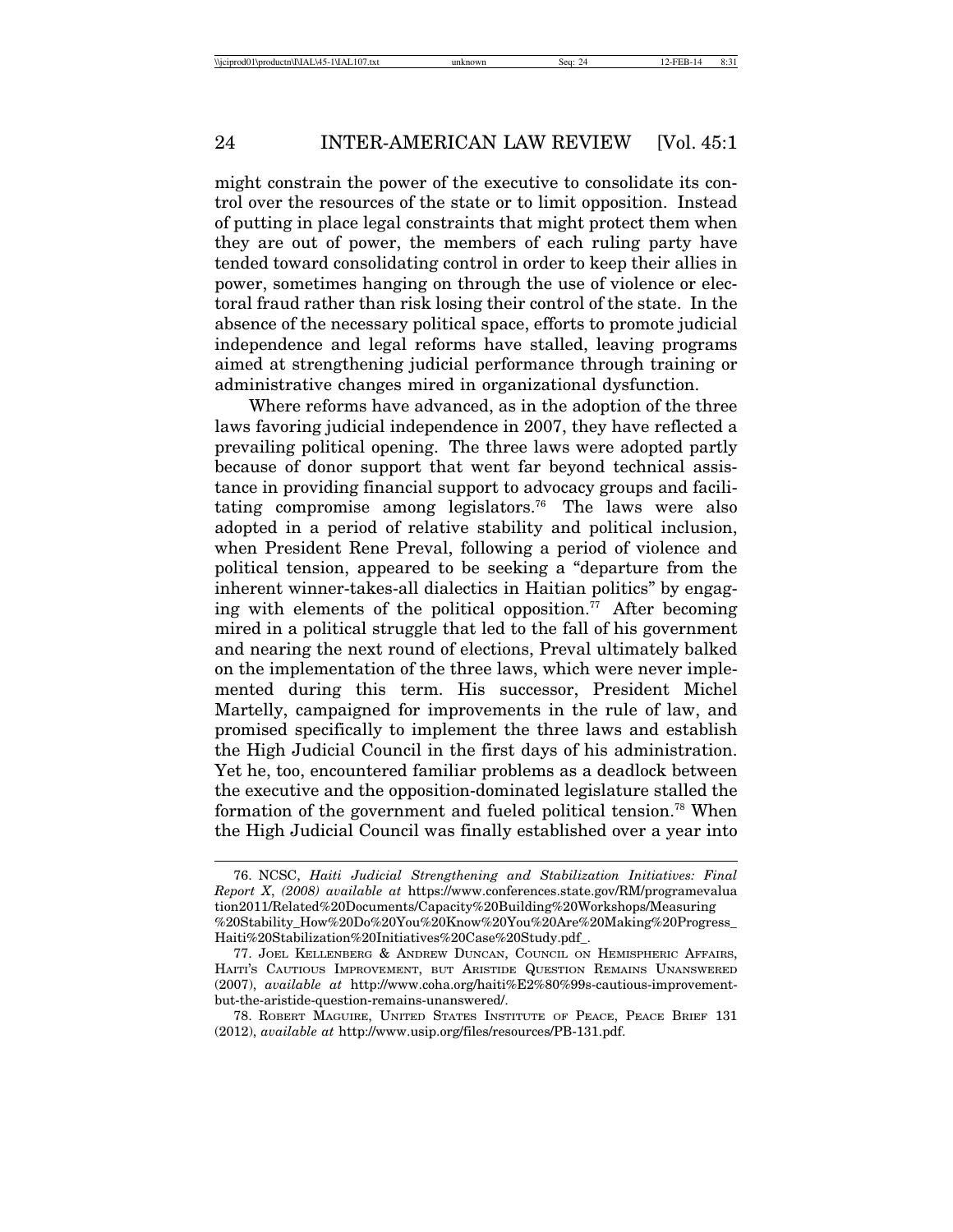might constrain the power of the executive to consolidate its control over the resources of the state or to limit opposition. Instead of putting in place legal constraints that might protect them when they are out of power, the members of each ruling party have tended toward consolidating control in order to keep their allies in power, sometimes hanging on through the use of violence or electoral fraud rather than risk losing their control of the state. In the absence of the necessary political space, efforts to promote judicial independence and legal reforms have stalled, leaving programs aimed at strengthening judicial performance through training or administrative changes mired in organizational dysfunction.

Where reforms have advanced, as in the adoption of the three laws favoring judicial independence in 2007, they have reflected a prevailing political opening. The three laws were adopted partly because of donor support that went far beyond technical assistance in providing financial support to advocacy groups and facilitating compromise among legislators.[76] The laws were also adopted in a period of relative stability and political inclusion, when President Rene Preval, following a period of violence and political tension, appeared to be seeking a "departure from the inherent winner-takes-all dialectics in Haitian politics" by engaging with elements of the political opposition.[77] After becoming mired in a political struggle that led to the fall of his government and nearing the next round of elections, Preval ultimately balked on the implementation of the three laws, which were never implemented during this term. His successor, President Michel Martelly, campaigned for improvements in the rule of law, and promised specifically to implement the three laws and establish the High Judicial Council in the first days of his administration. Yet he, too, encountered familiar problems as a deadlock between the executive and the opposition-dominated legislature stalled the formation of the government and fueled political tension.[78] When the High Judicial Council was finally established over a year into

76. NCSC, *Haiti Judicial Strengthening and Stabilization Initiatives: Final Report X*, *(2008) available at* https://www.conferences.state.gov/RM/programevaluation2011/Related%20Documents/Capacity%20Building%20Workshops/Measuring%20Stability_How%20Do%20You%20Know%20You%20Are%20Making%20Progress_Haiti%20Stabilization%20Initiatives%20Case%20Study.pdf_.

77. JOEL KELLENBERG & ANDREW DUNCAN, COUNCIL ON HEMISPHERIC AFFAIRS, HAITI'S CAUTIOUS IMPROVEMENT, BUT ARISTIDE QUESTION REMAINS UNANSWERED (2007), *available at* http://www.coha.org/haiti%E2%80%99s-cautious-improvement-but-the-aristide-question-remains-unanswered/.

78. ROBERT MAGUIRE, UNITED STATES INSTITUTE OF PEACE, PEACE BRIEF 131 (2012), *available at* http://www.usip.org/files/resources/PB-131.pdf.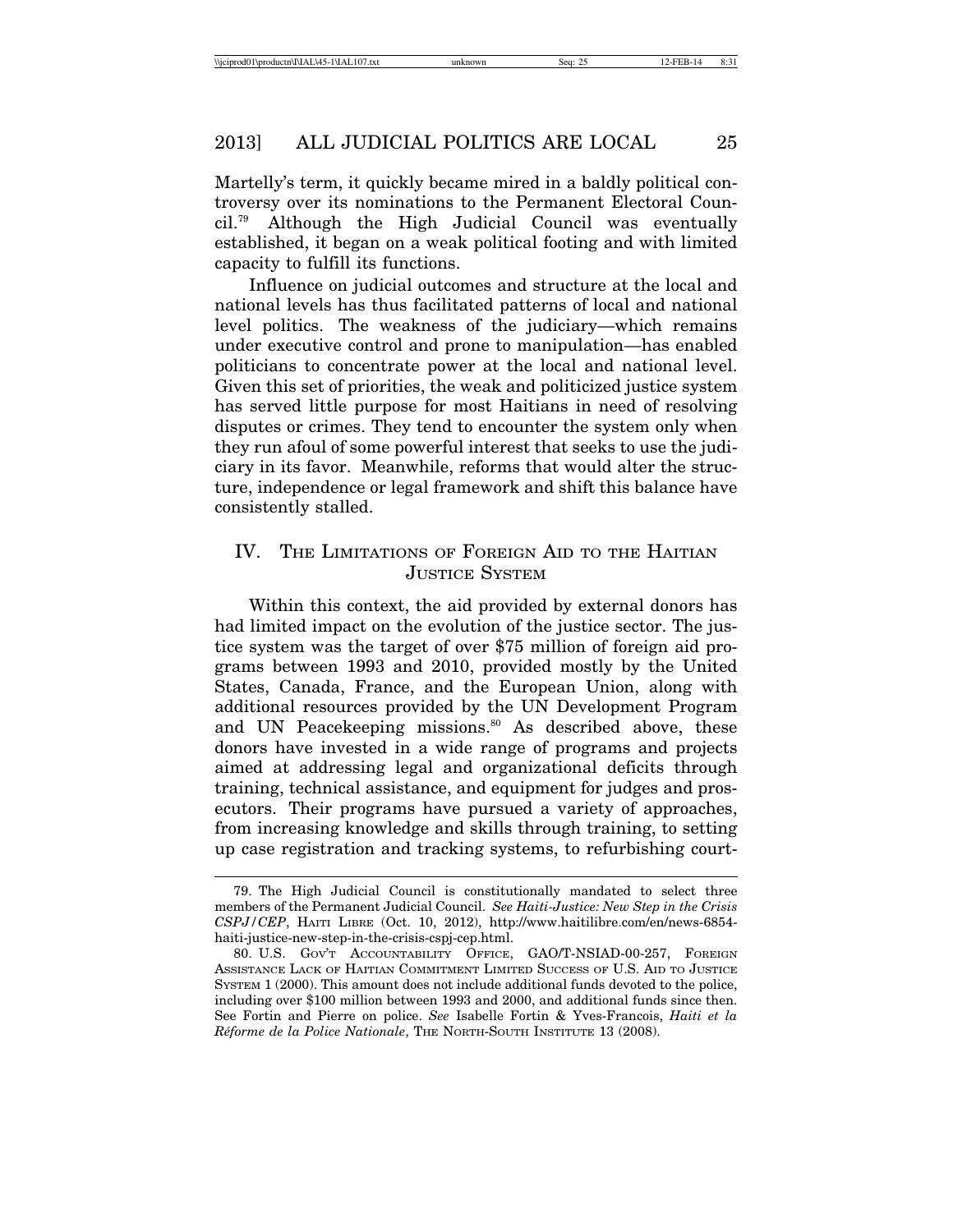Martelly's term, it quickly became mired in a baldly political controversy over its nominations to the Permanent Electoral Council.[79] Although the High Judicial Council was eventually established, it began on a weak political footing and with limited capacity to fulfill its functions.

Influence on judicial outcomes and structure at the local and national levels has thus facilitated patterns of local and national level politics. The weakness of the judiciary—which remains under executive control and prone to manipulation—has enabled politicians to concentrate power at the local and national level. Given this set of priorities, the weak and politicized justice system has served little purpose for most Haitians in need of resolving disputes or crimes. They tend to encounter the system only when they run afoul of some powerful interest that seeks to use the judiciary in its favor. Meanwhile, reforms that would alter the structure, independence or legal framework and shift this balance have consistently stalled.

## IV. The Limitations of Foreign Aid to the Haitian Justice System

Within this context, the aid provided by external donors has had limited impact on the evolution of the justice sector. The justice system was the target of over $75 million of foreign aid programs between 1993 and 2010, provided mostly by the United States, Canada, France, and the European Union, along with additional resources provided by the UN Development Program and UN Peacekeeping missions.[80] As described above, these donors have invested in a wide range of programs and projects aimed at addressing legal and organizational deficits through training, technical assistance, and equipment for judges and prosecutors. Their programs have pursued a variety of approaches, from increasing knowledge and skills through training, to setting up case registration and tracking systems, to refurbishing court-

---

79. The High Judicial Council is constitutionally mandated to select three members of the Permanent Judicial Council. *See Haiti-Justice: New Step in the Crisis CSPJ/CEP*, Haiti Libre (Oct. 10, 2012), http://www.haitilibre.com/en/news-6854-haiti-justice-new-step-in-the-crisis-cspj-cep.html.

80. U.S. Gov't Accountability Office, GAO/T-NSIAD-00-257, Foreign Assistance Lack of Haitian Commitment Limited Success of U.S. Aid to Justice System 1 (2000). This amount does not include additional funds devoted to the police, including over $100 million between 1993 and 2000, and additional funds since then. See Fortin and Pierre on police. *See* Isabelle Fortin & Yves-Francois, *Haiti et la Réforme de la Police Nationale*, The North-South Institute 13 (2008).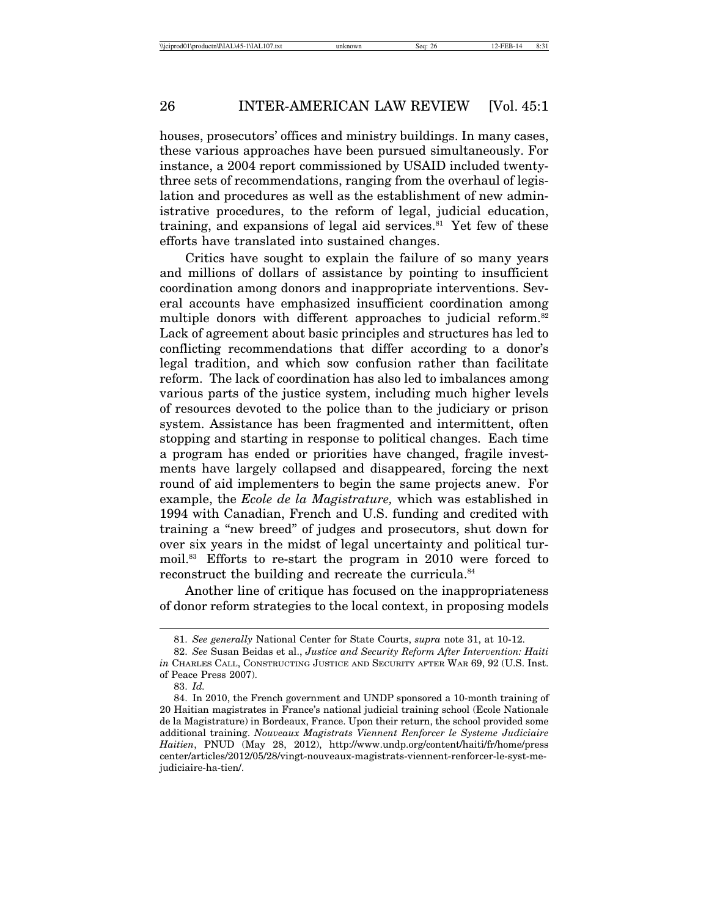houses, prosecutors' offices and ministry buildings. In many cases, these various approaches have been pursued simultaneously. For instance, a 2004 report commissioned by USAID included twenty-three sets of recommendations, ranging from the overhaul of legislation and procedures as well as the establishment of new administrative procedures, to the reform of legal, judicial education, training, and expansions of legal aid services.[81] Yet few of these efforts have translated into sustained changes.

Critics have sought to explain the failure of so many years and millions of dollars of assistance by pointing to insufficient coordination among donors and inappropriate interventions. Several accounts have emphasized insufficient coordination among multiple donors with different approaches to judicial reform.[82] Lack of agreement about basic principles and structures has led to conflicting recommendations that differ according to a donor's legal tradition, and which sow confusion rather than facilitate reform. The lack of coordination has also led to imbalances among various parts of the justice system, including much higher levels of resources devoted to the police than to the judiciary or prison system. Assistance has been fragmented and intermittent, often stopping and starting in response to political changes. Each time a program has ended or priorities have changed, fragile investments have largely collapsed and disappeared, forcing the next round of aid implementers to begin the same projects anew. For example, the *Ecole de la Magistrature,* which was established in 1994 with Canadian, French and U.S. funding and credited with training a "new breed" of judges and prosecutors, shut down for over six years in the midst of legal uncertainty and political turmoil.[83] Efforts to re-start the program in 2010 were forced to reconstruct the building and recreate the curricula.[84]

Another line of critique has focused on the inappropriateness of donor reform strategies to the local context, in proposing models

---

81. *See generally* National Center for State Courts, *supra* note 31, at 10-12.

82. *See* Susan Beidas et al., *Justice and Security Reform After Intervention: Haiti in* CHARLES CALL, CONSTRUCTING JUSTICE AND SECURITY AFTER WAR 69, 92 (U.S. Inst. of Peace Press 2007).

83. *Id.*

84. In 2010, the French government and UNDP sponsored a 10-month training of 20 Haitian magistrates in France's national judicial training school (Ecole Nationale de la Magistrature) in Bordeaux, France. Upon their return, the school provided some additional training. *Nouveaux Magistrats Viennent Renforcer le Systeme Judiciaire Haitien*, PNUD (May 28, 2012), http://www.undp.org/content/haiti/fr/home/presscenter/articles/2012/05/28/vingt-nouveaux-magistrats-viennent-renforcer-le-syst-me-judiciaire-ha-tien/.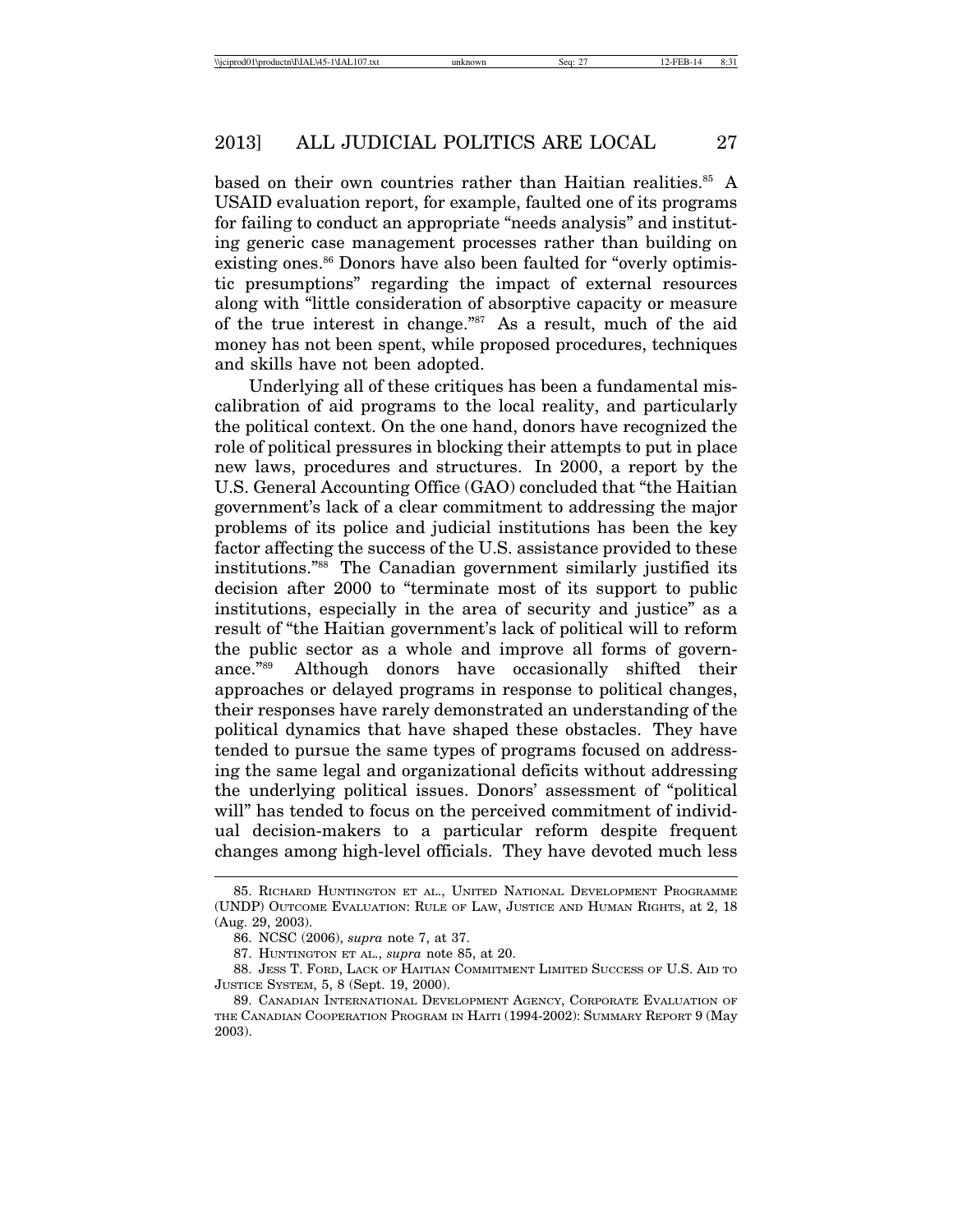based on their own countries rather than Haitian realities.[85] A USAID evaluation report, for example, faulted one of its programs for failing to conduct an appropriate "needs analysis" and instituting generic case management processes rather than building on existing ones.[86] Donors have also been faulted for "overly optimistic presumptions" regarding the impact of external resources along with "little consideration of absorptive capacity or measure of the true interest in change."[87] As a result, much of the aid money has not been spent, while proposed procedures, techniques and skills have not been adopted.

Underlying all of these critiques has been a fundamental miscalibration of aid programs to the local reality, and particularly the political context. On the one hand, donors have recognized the role of political pressures in blocking their attempts to put in place new laws, procedures and structures. In 2000, a report by the U.S. General Accounting Office (GAO) concluded that "the Haitian government's lack of a clear commitment to addressing the major problems of its police and judicial institutions has been the key factor affecting the success of the U.S. assistance provided to these institutions."[88] The Canadian government similarly justified its decision after 2000 to "terminate most of its support to public institutions, especially in the area of security and justice" as a result of "the Haitian government's lack of political will to reform the public sector as a whole and improve all forms of governance."[89] Although donors have occasionally shifted their approaches or delayed programs in response to political changes, their responses have rarely demonstrated an understanding of the political dynamics that have shaped these obstacles. They have tended to pursue the same types of programs focused on addressing the same legal and organizational deficits without addressing the underlying political issues. Donors' assessment of "political will" has tended to focus on the perceived commitment of individual decision-makers to a particular reform despite frequent changes among high-level officials. They have devoted much less

---

85. Richard Huntington et al., United National Development Programme (UNDP) Outcome Evaluation: Rule of Law, Justice and Human Rights, at 2, 18 (Aug. 29, 2003).

86. NCSC (2006), *supra* note 7, at 37.

87. Huntington et al., *supra* note 85, at 20.

88. Jess T. Ford, Lack of Haitian Commitment Limited Success of U.S. Aid to Justice System, 5, 8 (Sept. 19, 2000).

89. Canadian International Development Agency, Corporate Evaluation of the Canadian Cooperation Program in Haiti (1994-2002): Summary Report 9 (May 2003).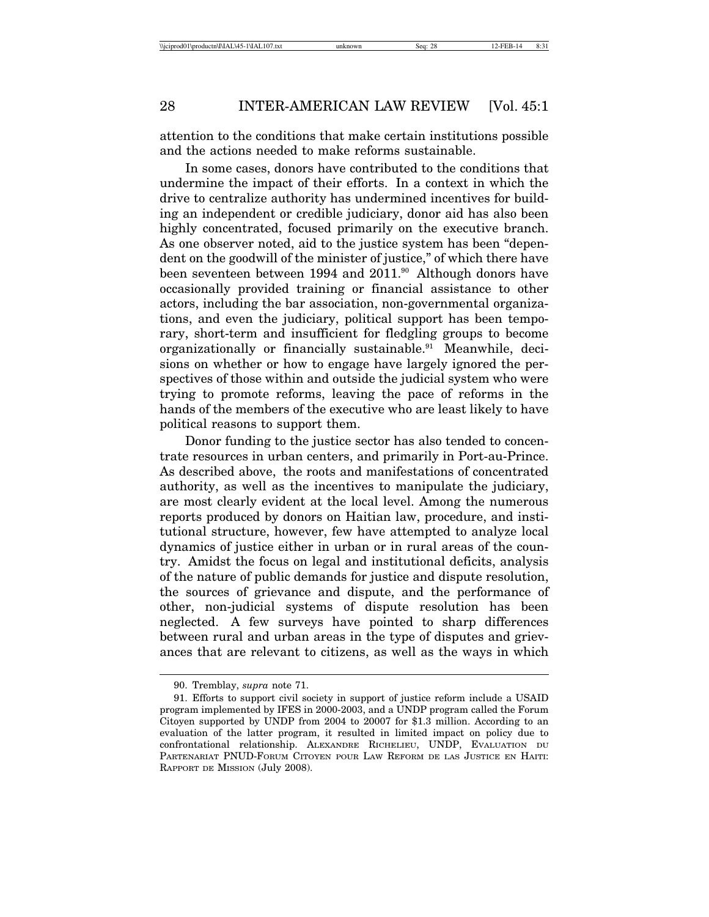attention to the conditions that make certain institutions possible and the actions needed to make reforms sustainable.

In some cases, donors have contributed to the conditions that undermine the impact of their efforts. In a context in which the drive to centralize authority has undermined incentives for building an independent or credible judiciary, donor aid has also been highly concentrated, focused primarily on the executive branch. As one observer noted, aid to the justice system has been "dependent on the goodwill of the minister of justice," of which there have been seventeen between 1994 and 2011.[90] Although donors have occasionally provided training or financial assistance to other actors, including the bar association, non-governmental organizations, and even the judiciary, political support has been temporary, short-term and insufficient for fledgling groups to become organizationally or financially sustainable.[91] Meanwhile, decisions on whether or how to engage have largely ignored the perspectives of those within and outside the judicial system who were trying to promote reforms, leaving the pace of reforms in the hands of the members of the executive who are least likely to have political reasons to support them.

Donor funding to the justice sector has also tended to concentrate resources in urban centers, and primarily in Port-au-Prince. As described above, the roots and manifestations of concentrated authority, as well as the incentives to manipulate the judiciary, are most clearly evident at the local level. Among the numerous reports produced by donors on Haitian law, procedure, and institutional structure, however, few have attempted to analyze local dynamics of justice either in urban or in rural areas of the country. Amidst the focus on legal and institutional deficits, analysis of the nature of public demands for justice and dispute resolution, the sources of grievance and dispute, and the performance of other, non-judicial systems of dispute resolution has been neglected. A few surveys have pointed to sharp differences between rural and urban areas in the type of disputes and grievances that are relevant to citizens, as well as the ways in which

---

90. Tremblay, *supra* note 71.

91. Efforts to support civil society in support of justice reform include a USAID program implemented by IFES in 2000-2003, and a UNDP program called the Forum Citoyen supported by UNDP from 2004 to 20007 for $1.3 million. According to an evaluation of the latter program, it resulted in limited impact on policy due to confrontational relationship. ALEXANDRE RICHELIEU, UNDP, EVALUATION DU PARTENARIAT PNUD-FORUM CITOYEN POUR LAW REFORM DE LAS JUSTICE EN HAITI: RAPPORT DE MISSION (July 2008).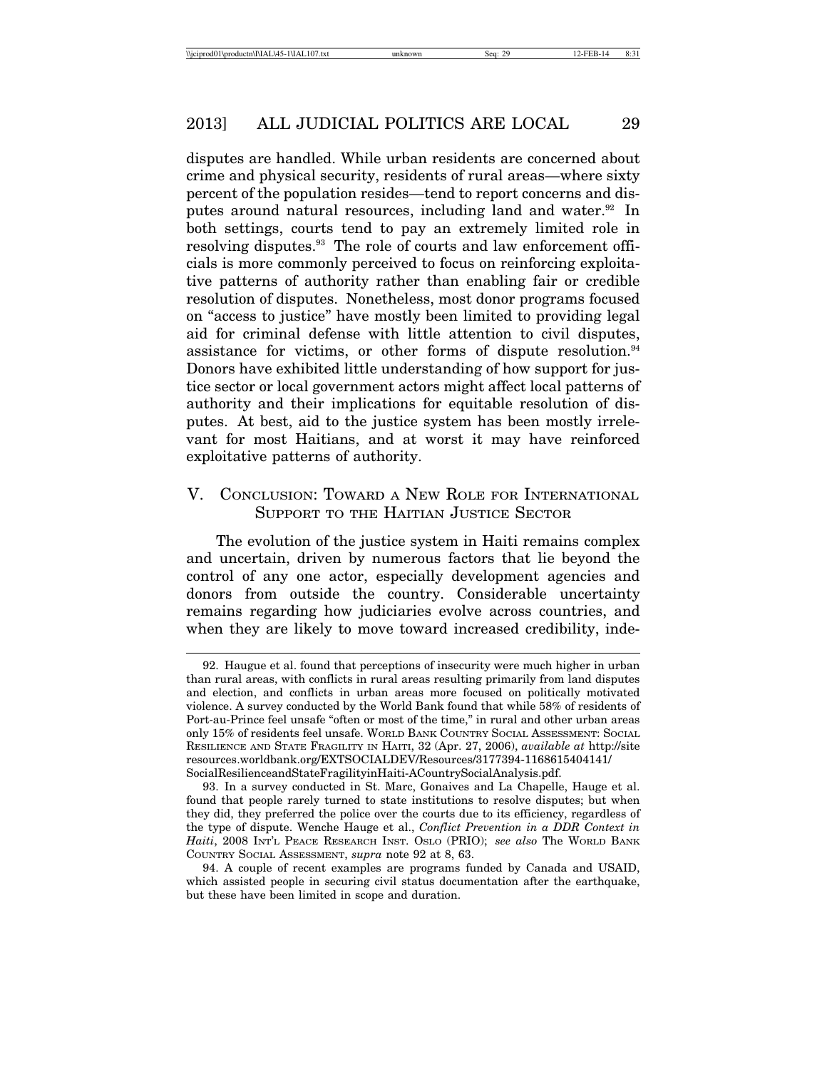disputes are handled. While urban residents are concerned about crime and physical security, residents of rural areas—where sixty percent of the population resides—tend to report concerns and disputes around natural resources, including land and water.[92] In both settings, courts tend to pay an extremely limited role in resolving disputes.[93] The role of courts and law enforcement officials is more commonly perceived to focus on reinforcing exploitative patterns of authority rather than enabling fair or credible resolution of disputes. Nonetheless, most donor programs focused on "access to justice" have mostly been limited to providing legal aid for criminal defense with little attention to civil disputes, assistance for victims, or other forms of dispute resolution.[94] Donors have exhibited little understanding of how support for justice sector or local government actors might affect local patterns of authority and their implications for equitable resolution of disputes. At best, aid to the justice system has been mostly irrelevant for most Haitians, and at worst it may have reinforced exploitative patterns of authority.

## V. Conclusion: Toward a New Role for International Support to the Haitian Justice Sector

The evolution of the justice system in Haiti remains complex and uncertain, driven by numerous factors that lie beyond the control of any one actor, especially development agencies and donors from outside the country. Considerable uncertainty remains regarding how judiciaries evolve across countries, and when they are likely to move toward increased credibility, inde-

---

92. Haugue et al. found that perceptions of insecurity were much higher in urban than rural areas, with conflicts in rural areas resulting primarily from land disputes and election, and conflicts in urban areas more focused on politically motivated violence. A survey conducted by the World Bank found that while 58% of residents of Port-au-Prince feel unsafe "often or most of the time," in rural and other urban areas only 15% of residents feel unsafe. World Bank Country Social Assessment: Social Resilience and State Fragility in Haiti, 32 (Apr. 27, 2006), *available at* http://siteresources.worldbank.org/EXTSOCIALDEV/Resources/3177394-1168615404141/SocialResilienceandStateFragilityinHaiti-ACountrySocialAnalysis.pdf.

93. In a survey conducted in St. Marc, Gonaives and La Chapelle, Hauge et al. found that people rarely turned to state institutions to resolve disputes; but when they did, they preferred the police over the courts due to its efficiency, regardless of the type of dispute. Wenche Hauge et al., *Conflict Prevention in a DDR Context in Haiti*, 2008 Int'l Peace Research Inst. Oslo (PRIO); *see also* The World Bank Country Social Assessment, *supra* note 92 at 8, 63.

94. A couple of recent examples are programs funded by Canada and USAID, which assisted people in securing civil status documentation after the earthquake, but these have been limited in scope and duration.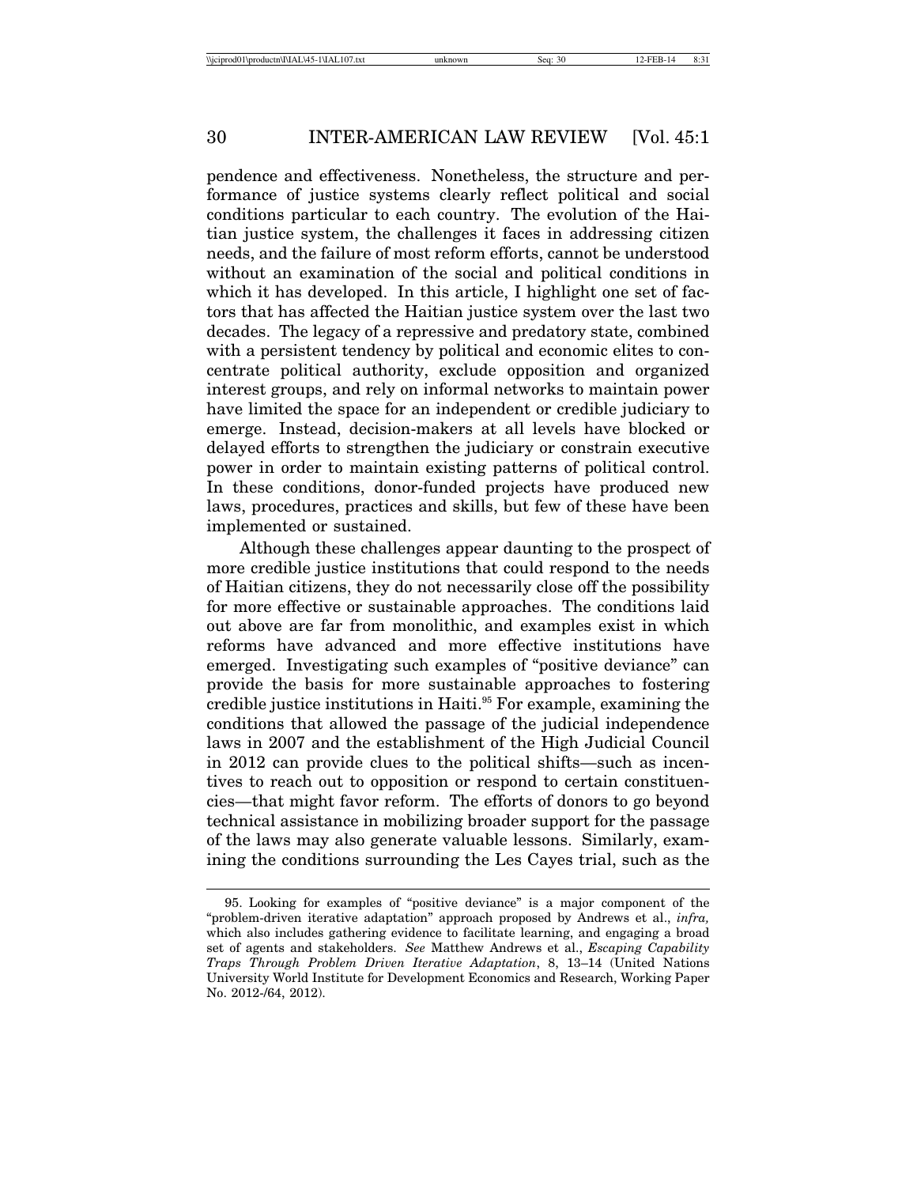pendence and effectiveness. Nonetheless, the structure and performance of justice systems clearly reflect political and social conditions particular to each country. The evolution of the Haitian justice system, the challenges it faces in addressing citizen needs, and the failure of most reform efforts, cannot be understood without an examination of the social and political conditions in which it has developed. In this article, I highlight one set of factors that has affected the Haitian justice system over the last two decades. The legacy of a repressive and predatory state, combined with a persistent tendency by political and economic elites to concentrate political authority, exclude opposition and organized interest groups, and rely on informal networks to maintain power have limited the space for an independent or credible judiciary to emerge. Instead, decision-makers at all levels have blocked or delayed efforts to strengthen the judiciary or constrain executive power in order to maintain existing patterns of political control. In these conditions, donor-funded projects have produced new laws, procedures, practices and skills, but few of these have been implemented or sustained.

Although these challenges appear daunting to the prospect of more credible justice institutions that could respond to the needs of Haitian citizens, they do not necessarily close off the possibility for more effective or sustainable approaches. The conditions laid out above are far from monolithic, and examples exist in which reforms have advanced and more effective institutions have emerged. Investigating such examples of "positive deviance" can provide the basis for more sustainable approaches to fostering credible justice institutions in Haiti.[95] For example, examining the conditions that allowed the passage of the judicial independence laws in 2007 and the establishment of the High Judicial Council in 2012 can provide clues to the political shifts—such as incentives to reach out to opposition or respond to certain constituencies—that might favor reform. The efforts of donors to go beyond technical assistance in mobilizing broader support for the passage of the laws may also generate valuable lessons. Similarly, examining the conditions surrounding the Les Cayes trial, such as the

---

95. Looking for examples of "positive deviance" is a major component of the "problem-driven iterative adaptation" approach proposed by Andrews et al., *infra,* which also includes gathering evidence to facilitate learning, and engaging a broad set of agents and stakeholders. *See* Matthew Andrews et al., *Escaping Capability Traps Through Problem Driven Iterative Adaptation*, 8, 13–14 (United Nations University World Institute for Development Economics and Research, Working Paper No. 2012-/64, 2012).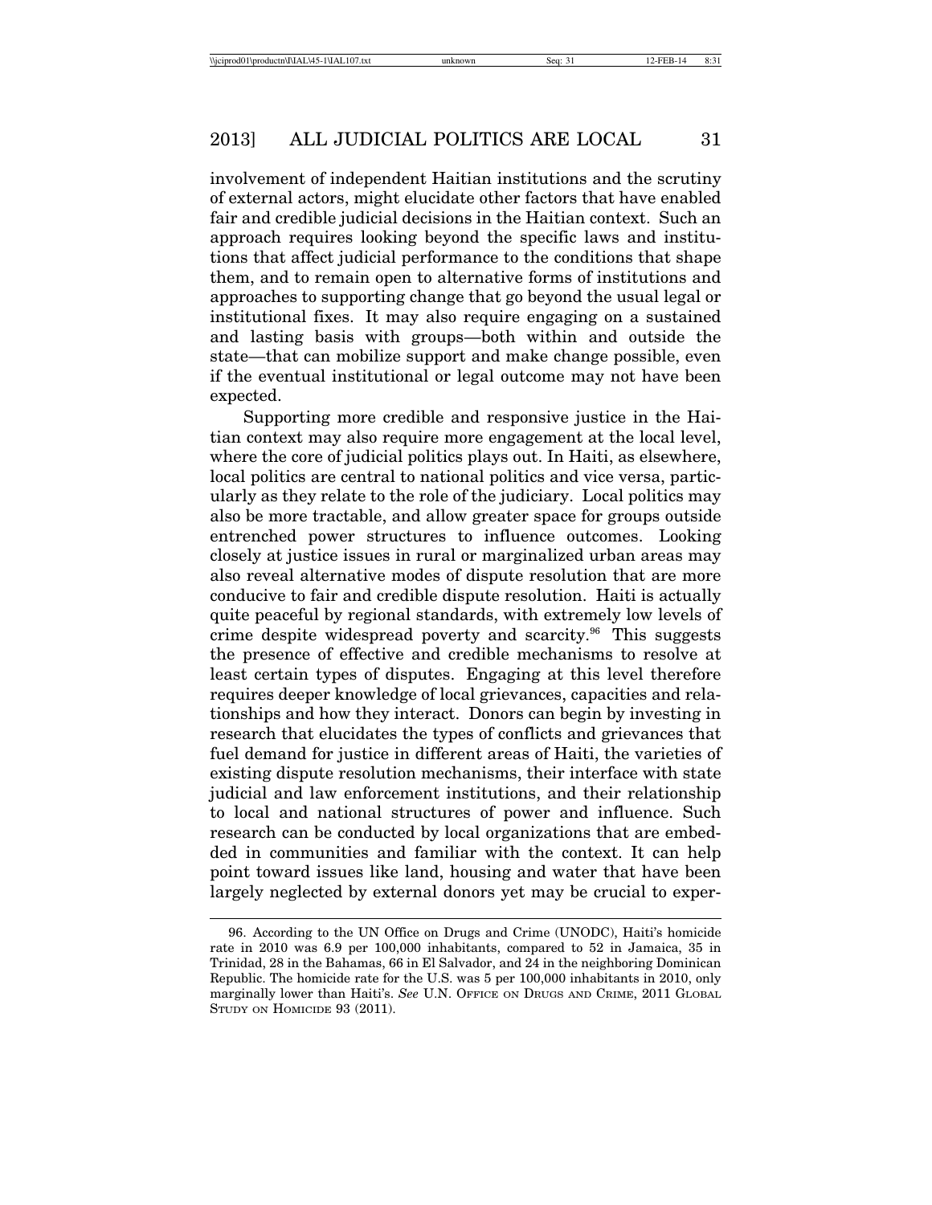involvement of independent Haitian institutions and the scrutiny of external actors, might elucidate other factors that have enabled fair and credible judicial decisions in the Haitian context. Such an approach requires looking beyond the specific laws and institutions that affect judicial performance to the conditions that shape them, and to remain open to alternative forms of institutions and approaches to supporting change that go beyond the usual legal or institutional fixes. It may also require engaging on a sustained and lasting basis with groups—both within and outside the state—that can mobilize support and make change possible, even if the eventual institutional or legal outcome may not have been expected.

Supporting more credible and responsive justice in the Haitian context may also require more engagement at the local level, where the core of judicial politics plays out. In Haiti, as elsewhere, local politics are central to national politics and vice versa, particularly as they relate to the role of the judiciary. Local politics may also be more tractable, and allow greater space for groups outside entrenched power structures to influence outcomes. Looking closely at justice issues in rural or marginalized urban areas may also reveal alternative modes of dispute resolution that are more conducive to fair and credible dispute resolution. Haiti is actually quite peaceful by regional standards, with extremely low levels of crime despite widespread poverty and scarcity.[96] This suggests the presence of effective and credible mechanisms to resolve at least certain types of disputes. Engaging at this level therefore requires deeper knowledge of local grievances, capacities and relationships and how they interact. Donors can begin by investing in research that elucidates the types of conflicts and grievances that fuel demand for justice in different areas of Haiti, the varieties of existing dispute resolution mechanisms, their interface with state judicial and law enforcement institutions, and their relationship to local and national structures of power and influence. Such research can be conducted by local organizations that are embedded in communities and familiar with the context. It can help point toward issues like land, housing and water that have been largely neglected by external donors yet may be crucial to exper-

96. According to the UN Office on Drugs and Crime (UNODC), Haiti's homicide rate in 2010 was 6.9 per 100,000 inhabitants, compared to 52 in Jamaica, 35 in Trinidad, 28 in the Bahamas, 66 in El Salvador, and 24 in the neighboring Dominican Republic. The homicide rate for the U.S. was 5 per 100,000 inhabitants in 2010, only marginally lower than Haiti's. *See* U.N. OFFICE ON DRUGS AND CRIME, 2011 GLOBAL STUDY ON HOMICIDE 93 (2011).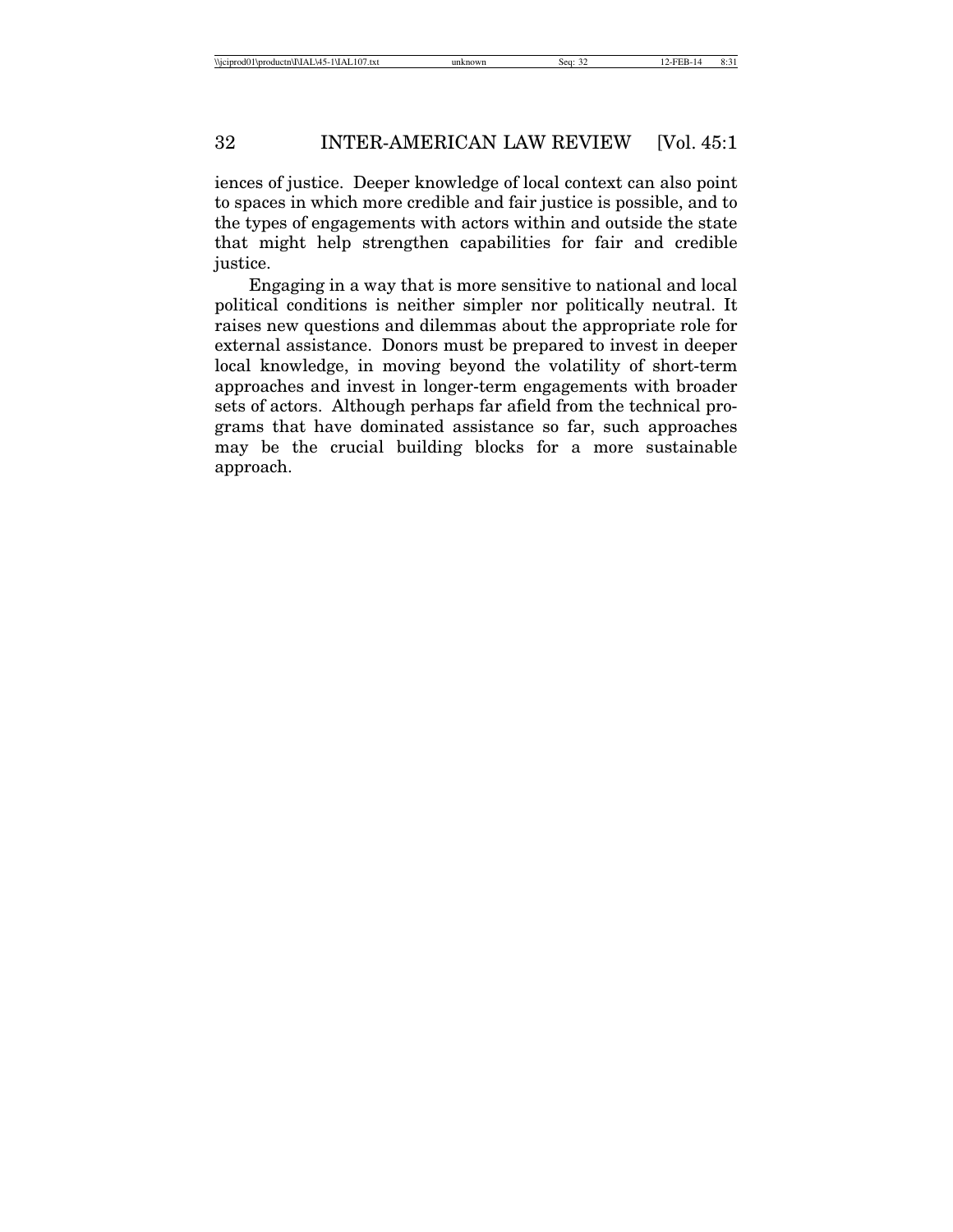iences of justice. Deeper knowledge of local context can also point to spaces in which more credible and fair justice is possible, and to the types of engagements with actors within and outside the state that might help strengthen capabilities for fair and credible justice.

Engaging in a way that is more sensitive to national and local political conditions is neither simpler nor politically neutral. It raises new questions and dilemmas about the appropriate role for external assistance. Donors must be prepared to invest in deeper local knowledge, in moving beyond the volatility of short-term approaches and invest in longer-term engagements with broader sets of actors. Although perhaps far afield from the technical programs that have dominated assistance so far, such approaches may be the crucial building blocks for a more sustainable approach.